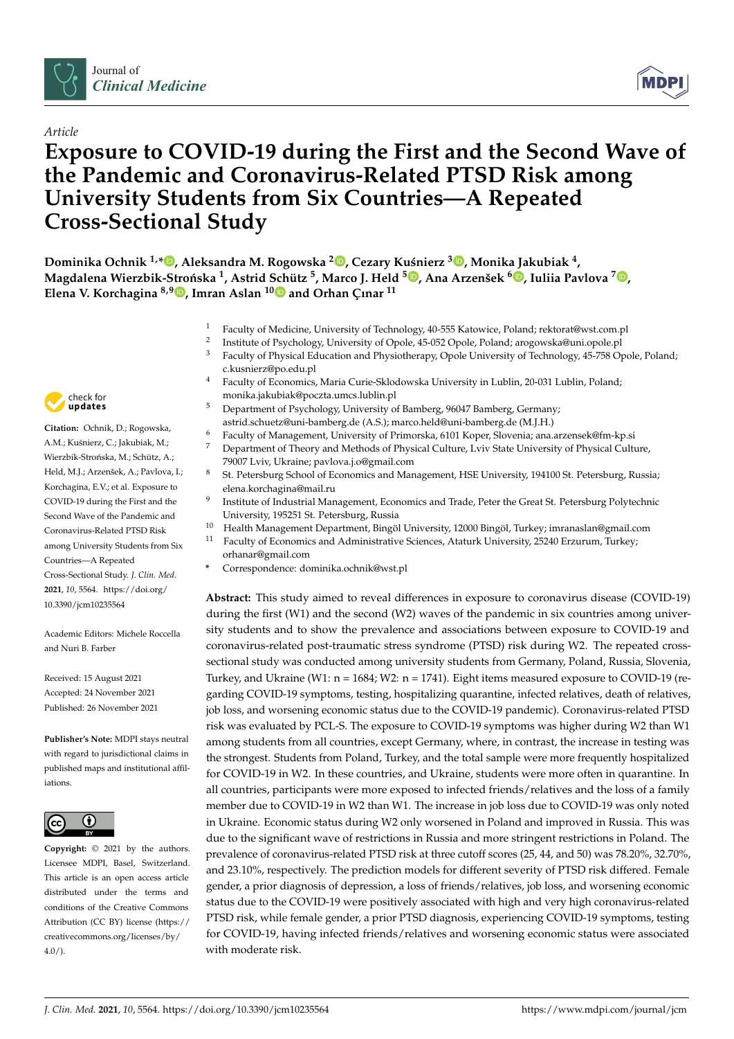*Article*

# Exposure to COVID-19 during the First and the Second Wave of the Pandemic and Coronavirus-Related PTSD Risk among University Students from Six Countries—A Repeated Cross-Sectional Study

**Dominika Ochnik [1,*], Aleksandra M. Rogowska [2], Cezary Kuśnierz [3], Monika Jakubiak [4], Magdalena Wierzbik-Strońska [1], Astrid Schütz [5], Marco J. Held [5], Ana Arzenšek [6], Iuliia Pavlova [7], Elena V. Korchagina [8,9], Imran Aslan [10] and Orhan Çınar [11]**

[1] Faculty of Medicine, University of Technology, 40-555 Katowice, Poland; rektorat@wst.com.pl
[2] Institute of Psychology, University of Opole, 45-052 Opole, Poland; arogowska@uni.opole.pl
[3] Faculty of Physical Education and Physiotherapy, Opole University of Technology, 45-758 Opole, Poland; c.kusnierz@po.edu.pl
[4] Faculty of Economics, Maria Curie-Sklodowska University in Lublin, 20-031 Lublin, Poland; monika.jakubiak@poczta.umcs.lublin.pl
[5] Department of Psychology, University of Bamberg, 96047 Bamberg, Germany; astrid.schuetz@uni-bamberg.de (A.S.); marco.held@uni-bamberg.de (M.J.H.)
[6] Faculty of Management, University of Primorska, 6101 Koper, Slovenia; ana.arzensek@fm-kp.si
[7] Department of Theory and Methods of Physical Culture, Lviv State University of Physical Culture, 79007 Lviv, Ukraine; pavlova.j.o@gmail.com
[8] St. Petersburg School of Economics and Management, HSE University, 194100 St. Petersburg, Russia; elena.korchagina@mail.ru
[9] Institute of Industrial Management, Economics and Trade, Peter the Great St. Petersburg Polytechnic University, 195251 St. Petersburg, Russia
[10] Health Management Department, Bingöl University, 12000 Bingöl, Turkey; imranaslan@gmail.com
[11] Faculty of Economics and Administrative Sciences, Ataturk University, 25240 Erzurum, Turkey; orhanar@gmail.com
\* Correspondence: dominika.ochnik@wst.pl

**Citation:** Ochnik, D.; Rogowska, A.M.; Kuśnierz, C.; Jakubiak, M.; Wierzbik-Strońska, M.; Schütz, A.; Held, M.J.; Arzenšek, A.; Pavlova, I.; Korchagina, E.V.; et al. Exposure to COVID-19 during the First and the Second Wave of the Pandemic and Coronavirus-Related PTSD Risk among University Students from Six Countries—A Repeated Cross-Sectional Study. *J. Clin. Med.* **2021**, *10*, 5564. https://doi.org/10.3390/jcm10235564

Academic Editors: Michele Roccella and Nuri B. Farber

Received: 15 August 2021
Accepted: 24 November 2021
Published: 26 November 2021

**Publisher's Note:** MDPI stays neutral with regard to jurisdictional claims in published maps and institutional affiliations.

**Copyright:** © 2021 by the authors. Licensee MDPI, Basel, Switzerland. This article is an open access article distributed under the terms and conditions of the Creative Commons Attribution (CC BY) license (https://creativecommons.org/licenses/by/4.0/).

**Abstract:** This study aimed to reveal differences in exposure to coronavirus disease (COVID-19) during the first (W1) and the second (W2) waves of the pandemic in six countries among university students and to show the prevalence and associations between exposure to COVID-19 and coronavirus-related post-traumatic stress syndrome (PTSD) risk during W2. The repeated cross-sectional study was conducted among university students from Germany, Poland, Russia, Slovenia, Turkey, and Ukraine (W1: n = 1684; W2: n = 1741). Eight items measured exposure to COVID-19 (regarding COVID-19 symptoms, testing, hospitalizing quarantine, infected relatives, death of relatives, job loss, and worsening economic status due to the COVID-19 pandemic). Coronavirus-related PTSD risk was evaluated by PCL-S. The exposure to COVID-19 symptoms was higher during W2 than W1 among students from all countries, except Germany, where, in contrast, the increase in testing was the strongest. Students from Poland, Turkey, and the total sample were more frequently hospitalized for COVID-19 in W2. In these countries, and Ukraine, students were more often in quarantine. In all countries, participants were more exposed to infected friends/relatives and the loss of a family member due to COVID-19 in W2 than W1. The increase in job loss due to COVID-19 was only noted in Ukraine. Economic status during W2 only worsened in Poland and improved in Russia. This was due to the significant wave of restrictions in Russia and more stringent restrictions in Poland. The prevalence of coronavirus-related PTSD risk at three cutoff scores (25, 44, and 50) was 78.20%, 32.70%, and 23.10%, respectively. The prediction models for different severity of PTSD risk differed. Female gender, a prior diagnosis of depression, a loss of friends/relatives, job loss, and worsening economic status due to the COVID-19 were positively associated with high and very high coronavirus-related PTSD risk, while female gender, a prior PTSD diagnosis, experiencing COVID-19 symptoms, testing for COVID-19, having infected friends/relatives and worsening economic status were associated with moderate risk.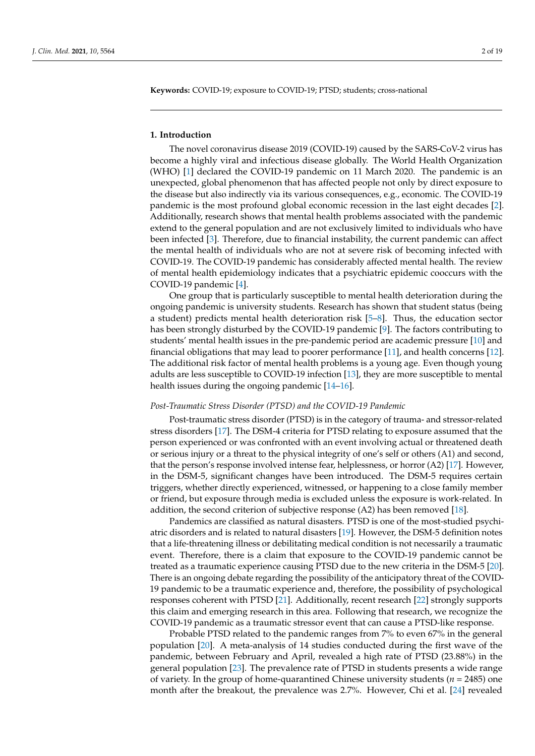**Keywords:** COVID-19; exposure to COVID-19; PTSD; students; cross-national

## 1. Introduction

The novel coronavirus disease 2019 (COVID-19) caused by the SARS-CoV-2 virus has become a highly viral and infectious disease globally. The World Health Organization (WHO) [1] declared the COVID-19 pandemic on 11 March 2020. The pandemic is an unexpected, global phenomenon that has affected people not only by direct exposure to the disease but also indirectly via its various consequences, e.g., economic. The COVID-19 pandemic is the most profound global economic recession in the last eight decades [2]. Additionally, research shows that mental health problems associated with the pandemic extend to the general population and are not exclusively limited to individuals who have been infected [3]. Therefore, due to financial instability, the current pandemic can affect the mental health of individuals who are not at severe risk of becoming infected with COVID-19. The COVID-19 pandemic has considerably affected mental health. The review of mental health epidemiology indicates that a psychiatric epidemic cooccurs with the COVID-19 pandemic [4].

One group that is particularly susceptible to mental health deterioration during the ongoing pandemic is university students. Research has shown that student status (being a student) predicts mental health deterioration risk [5–8]. Thus, the education sector has been strongly disturbed by the COVID-19 pandemic [9]. The factors contributing to students' mental health issues in the pre-pandemic period are academic pressure [10] and financial obligations that may lead to poorer performance [11], and health concerns [12]. The additional risk factor of mental health problems is a young age. Even though young adults are less susceptible to COVID-19 infection [13], they are more susceptible to mental health issues during the ongoing pandemic [14–16].

### *Post-Traumatic Stress Disorder (PTSD) and the COVID-19 Pandemic*

Post-traumatic stress disorder (PTSD) is in the category of trauma- and stressor-related stress disorders [17]. The DSM-4 criteria for PTSD relating to exposure assumed that the person experienced or was confronted with an event involving actual or threatened death or serious injury or a threat to the physical integrity of one's self or others (A1) and second, that the person's response involved intense fear, helplessness, or horror (A2) [17]. However, in the DSM-5, significant changes have been introduced. The DSM-5 requires certain triggers, whether directly experienced, witnessed, or happening to a close family member or friend, but exposure through media is excluded unless the exposure is work-related. In addition, the second criterion of subjective response (A2) has been removed [18].

Pandemics are classified as natural disasters. PTSD is one of the most-studied psychiatric disorders and is related to natural disasters [19]. However, the DSM-5 definition notes that a life-threatening illness or debilitating medical condition is not necessarily a traumatic event. Therefore, there is a claim that exposure to the COVID-19 pandemic cannot be treated as a traumatic experience causing PTSD due to the new criteria in the DSM-5 [20]. There is an ongoing debate regarding the possibility of the anticipatory threat of the COVID-19 pandemic to be a traumatic experience and, therefore, the possibility of psychological responses coherent with PTSD [21]. Additionally, recent research [22] strongly supports this claim and emerging research in this area. Following that research, we recognize the COVID-19 pandemic as a traumatic stressor event that can cause a PTSD-like response.

Probable PTSD related to the pandemic ranges from 7% to even 67% in the general population [20]. A meta-analysis of 14 studies conducted during the first wave of the pandemic, between February and April, revealed a high rate of PTSD (23.88%) in the general population [23]. The prevalence rate of PTSD in students presents a wide range of variety. In the group of home-quarantined Chinese university students ($n$ = 2485) one month after the breakout, the prevalence was 2.7%. However, Chi et al. [24] revealed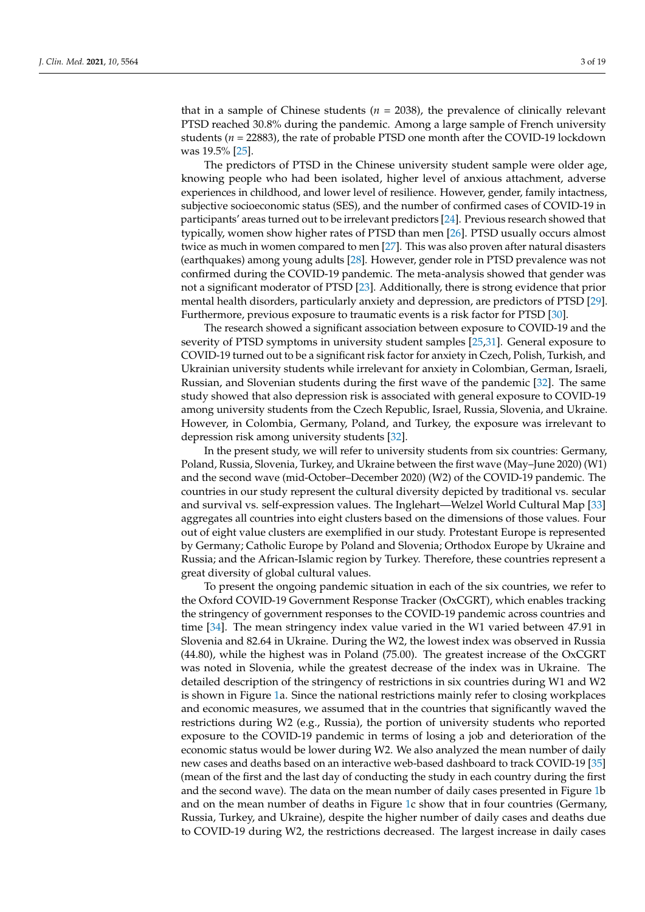that in a sample of Chinese students ($n$ = 2038), the prevalence of clinically relevant PTSD reached 30.8% during the pandemic. Among a large sample of French university students ($n$ = 22883), the rate of probable PTSD one month after the COVID-19 lockdown was 19.5% [25].

The predictors of PTSD in the Chinese university student sample were older age, knowing people who had been isolated, higher level of anxious attachment, adverse experiences in childhood, and lower level of resilience. However, gender, family intactness, subjective socioeconomic status (SES), and the number of confirmed cases of COVID-19 in participants' areas turned out to be irrelevant predictors [24]. Previous research showed that typically, women show higher rates of PTSD than men [26]. PTSD usually occurs almost twice as much in women compared to men [27]. This was also proven after natural disasters (earthquakes) among young adults [28]. However, gender role in PTSD prevalence was not confirmed during the COVID-19 pandemic. The meta-analysis showed that gender was not a significant moderator of PTSD [23]. Additionally, there is strong evidence that prior mental health disorders, particularly anxiety and depression, are predictors of PTSD [29]. Furthermore, previous exposure to traumatic events is a risk factor for PTSD [30].

The research showed a significant association between exposure to COVID-19 and the severity of PTSD symptoms in university student samples [25,31]. General exposure to COVID-19 turned out to be a significant risk factor for anxiety in Czech, Polish, Turkish, and Ukrainian university students while irrelevant for anxiety in Colombian, German, Israeli, Russian, and Slovenian students during the first wave of the pandemic [32]. The same study showed that also depression risk is associated with general exposure to COVID-19 among university students from the Czech Republic, Israel, Russia, Slovenia, and Ukraine. However, in Colombia, Germany, Poland, and Turkey, the exposure was irrelevant to depression risk among university students [32].

In the present study, we will refer to university students from six countries: Germany, Poland, Russia, Slovenia, Turkey, and Ukraine between the first wave (May–June 2020) (W1) and the second wave (mid-October–December 2020) (W2) of the COVID-19 pandemic. The countries in our study represent the cultural diversity depicted by traditional vs. secular and survival vs. self-expression values. The Inglehart—Welzel World Cultural Map [33] aggregates all countries into eight clusters based on the dimensions of those values. Four out of eight value clusters are exemplified in our study. Protestant Europe is represented by Germany; Catholic Europe by Poland and Slovenia; Orthodox Europe by Ukraine and Russia; and the African-Islamic region by Turkey. Therefore, these countries represent a great diversity of global cultural values.

To present the ongoing pandemic situation in each of the six countries, we refer to the Oxford COVID-19 Government Response Tracker (OxCGRT), which enables tracking the stringency of government responses to the COVID-19 pandemic across countries and time [34]. The mean stringency index value varied in the W1 varied between 47.91 in Slovenia and 82.64 in Ukraine. During the W2, the lowest index was observed in Russia (44.80), while the highest was in Poland (75.00). The greatest increase of the OxCGRT was noted in Slovenia, while the greatest decrease of the index was in Ukraine. The detailed description of the stringency of restrictions in six countries during W1 and W2 is shown in Figure 1a. Since the national restrictions mainly refer to closing workplaces and economic measures, we assumed that in the countries that significantly waved the restrictions during W2 (e.g., Russia), the portion of university students who reported exposure to the COVID-19 pandemic in terms of losing a job and deterioration of the economic status would be lower during W2. We also analyzed the mean number of daily new cases and deaths based on an interactive web-based dashboard to track COVID-19 [35] (mean of the first and the last day of conducting the study in each country during the first and the second wave). The data on the mean number of daily cases presented in Figure 1b and on the mean number of deaths in Figure 1c show that in four countries (Germany, Russia, Turkey, and Ukraine), despite the higher number of daily cases and deaths due to COVID-19 during W2, the restrictions decreased. The largest increase in daily cases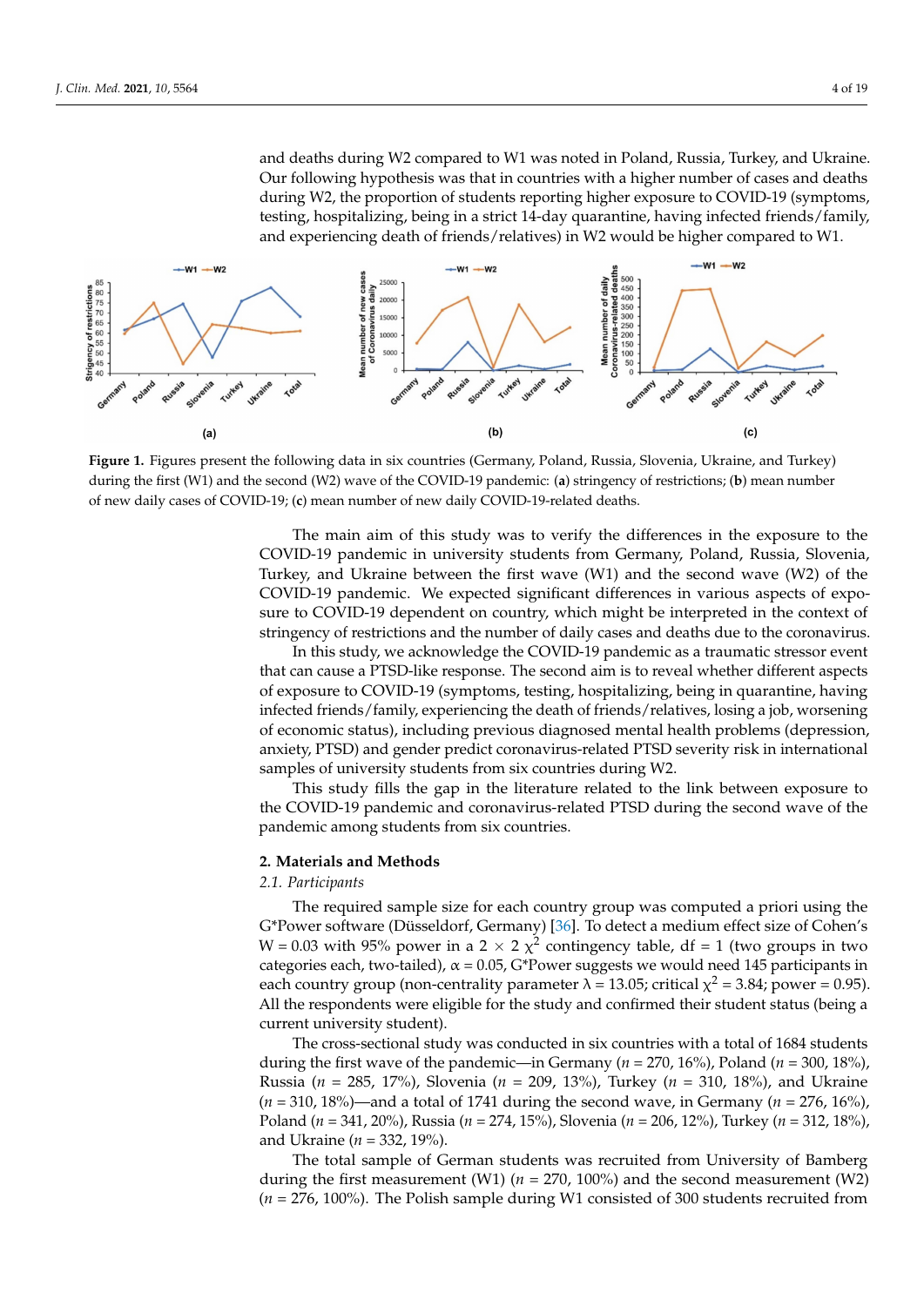and deaths during W2 compared to W1 was noted in Poland, Russia, Turkey, and Ukraine. Our following hypothesis was that in countries with a higher number of cases and deaths during W2, the proportion of students reporting higher exposure to COVID-19 (symptoms, testing, hospitalizing, being in a strict 14-day quarantine, having infected friends/family, and experiencing death of friends/relatives) in W2 would be higher compared to W1.

**Figure 1.** Figures present the following data in six countries (Germany, Poland, Russia, Slovenia, Ukraine, and Turkey) during the first (W1) and the second (W2) wave of the COVID-19 pandemic: (**a**) stringency of restrictions; (**b**) mean number of new daily cases of COVID-19; (**c**) mean number of new daily COVID-19-related deaths.

The main aim of this study was to verify the differences in the exposure to the COVID-19 pandemic in university students from Germany, Poland, Russia, Slovenia, Turkey, and Ukraine between the first wave (W1) and the second wave (W2) of the COVID-19 pandemic. We expected significant differences in various aspects of exposure to COVID-19 dependent on country, which might be interpreted in the context of stringency of restrictions and the number of daily cases and deaths due to the coronavirus.

In this study, we acknowledge the COVID-19 pandemic as a traumatic stressor event that can cause a PTSD-like response. The second aim is to reveal whether different aspects of exposure to COVID-19 (symptoms, testing, hospitalizing, being in quarantine, having infected friends/family, experiencing the death of friends/relatives, losing a job, worsening of economic status), including previous diagnosed mental health problems (depression, anxiety, PTSD) and gender predict coronavirus-related PTSD severity risk in international samples of university students from six countries during W2.

This study fills the gap in the literature related to the link between exposure to the COVID-19 pandemic and coronavirus-related PTSD during the second wave of the pandemic among students from six countries.

## 2. Materials and Methods

### *2.1. Participants*

The required sample size for each country group was computed a priori using the G*Power software (Düsseldorf, Germany) [36]. To detect a medium effect size of Cohen's W = 0.03 with 95% power in a 2 × 2 $\chi^2$ contingency table, df = 1 (two groups in two categories each, two-tailed), $\alpha$ = 0.05, G*Power suggests we would need 145 participants in each country group (non-centrality parameter $\lambda$ = 13.05; critical $\chi^2$ = 3.84; power = 0.95). All the respondents were eligible for the study and confirmed their student status (being a current university student).

The cross-sectional study was conducted in six countries with a total of 1684 students during the first wave of the pandemic—in Germany (*n* = 270, 16%), Poland (*n* = 300, 18%), Russia (*n* = 285, 17%), Slovenia (*n* = 209, 13%), Turkey (*n* = 310, 18%), and Ukraine (*n* = 310, 18%)—and a total of 1741 during the second wave, in Germany (*n* = 276, 16%), Poland (*n* = 341, 20%), Russia (*n* = 274, 15%), Slovenia (*n* = 206, 12%), Turkey (*n* = 312, 18%), and Ukraine (*n* = 332, 19%).

The total sample of German students was recruited from University of Bamberg during the first measurement (W1) (*n* = 270, 100%) and the second measurement (W2) (*n* = 276, 100%). The Polish sample during W1 consisted of 300 students recruited from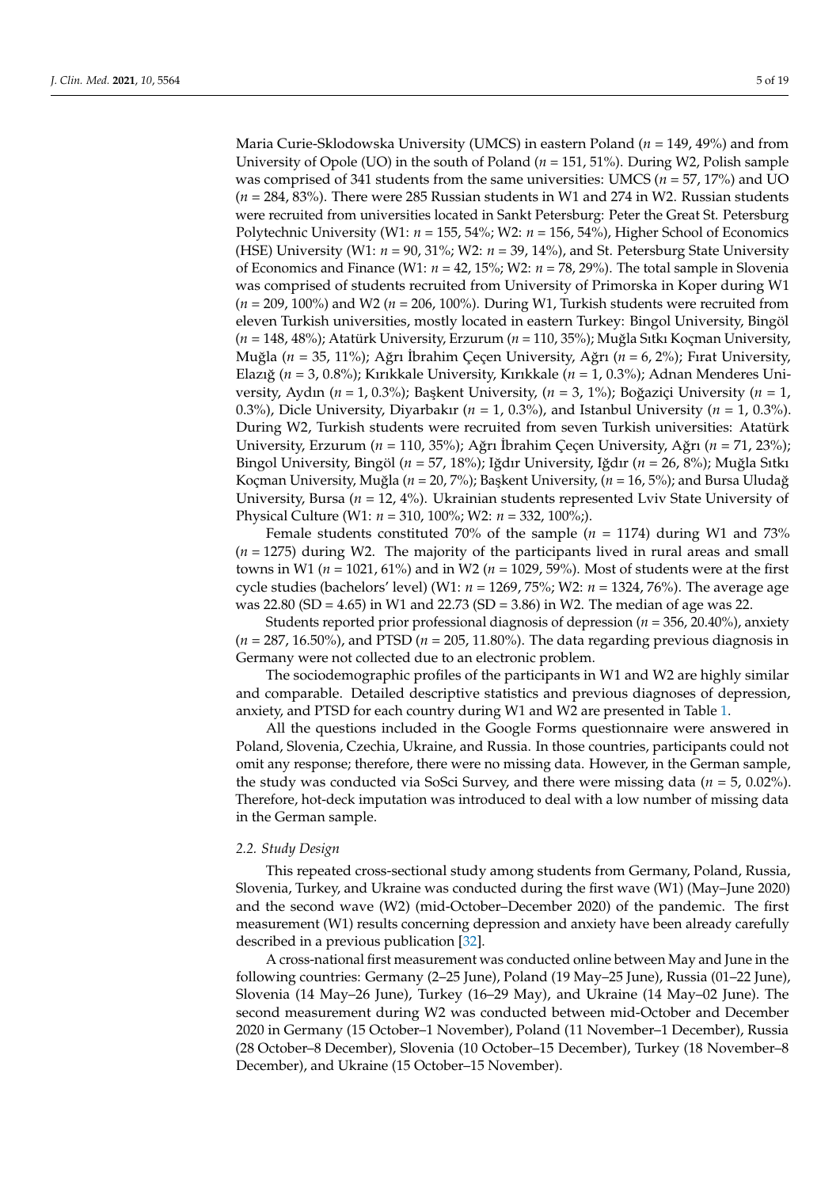Maria Curie-Sklodowska University (UMCS) in eastern Poland (*n* = 149, 49%) and from University of Opole (UO) in the south of Poland (*n* = 151, 51%). During W2, Polish sample was comprised of 341 students from the same universities: UMCS (*n* = 57, 17%) and UO (*n* = 284, 83%). There were 285 Russian students in W1 and 274 in W2. Russian students were recruited from universities located in Sankt Petersburg: Peter the Great St. Petersburg Polytechnic University (W1: *n* = 155, 54%; W2: *n* = 156, 54%), Higher School of Economics (HSE) University (W1: *n* = 90, 31%; W2: *n* = 39, 14%), and St. Petersburg State University of Economics and Finance (W1: *n* = 42, 15%; W2: *n* = 78, 29%). The total sample in Slovenia was comprised of students recruited from University of Primorska in Koper during W1 (*n* = 209, 100%) and W2 (*n* = 206, 100%). During W1, Turkish students were recruited from eleven Turkish universities, mostly located in eastern Turkey: Bingol University, Bingöl (*n* = 148, 48%); Atatürk University, Erzurum (*n* = 110, 35%); Muğla Sıtkı Koçman University, Muğla (*n* = 35, 11%); Ağrı İbrahim Çeçen University, Ağrı (*n* = 6, 2%); Fırat University, Elazığ (*n* = 3, 0.8%); Kırıkkale University, Kırıkkale (*n* = 1, 0.3%); Adnan Menderes University, Aydın (*n* = 1, 0.3%); Başkent University, (*n* = 3, 1%); Boğaziçi University (*n* = 1, 0.3%), Dicle University, Diyarbakır (*n* = 1, 0.3%), and Istanbul University (*n* = 1, 0.3%). During W2, Turkish students were recruited from seven Turkish universities: Atatürk University, Erzurum (*n* = 110, 35%); Ağrı İbrahim Çeçen University, Ağrı (*n* = 71, 23%); Bingol University, Bingöl (*n* = 57, 18%); Iğdır University, Iğdır (*n* = 26, 8%); Muğla Sıtkı Koçman University, Muğla (*n* = 20, 7%); Başkent University, (*n* = 16, 5%); and Bursa Uludağ University, Bursa (*n* = 12, 4%). Ukrainian students represented Lviv State University of Physical Culture (W1: *n* = 310, 100%; W2: *n* = 332, 100%;).

Female students constituted 70% of the sample (*n* = 1174) during W1 and 73% (*n* = 1275) during W2. The majority of the participants lived in rural areas and small towns in W1 (*n* = 1021, 61%) and in W2 (*n* = 1029, 59%). Most of students were at the first cycle studies (bachelors' level) (W1: *n* = 1269, 75%; W2: *n* = 1324, 76%). The average age was 22.80 (SD = 4.65) in W1 and 22.73 (SD = 3.86) in W2. The median of age was 22.

Students reported prior professional diagnosis of depression (*n* = 356, 20.40%), anxiety (*n* = 287, 16.50%), and PTSD (*n* = 205, 11.80%). The data regarding previous diagnosis in Germany were not collected due to an electronic problem.

The sociodemographic profiles of the participants in W1 and W2 are highly similar and comparable. Detailed descriptive statistics and previous diagnoses of depression, anxiety, and PTSD for each country during W1 and W2 are presented in Table 1.

All the questions included in the Google Forms questionnaire were answered in Poland, Slovenia, Czechia, Ukraine, and Russia. In those countries, participants could not omit any response; therefore, there were no missing data. However, in the German sample, the study was conducted via SoSci Survey, and there were missing data (*n* = 5, 0.02%). Therefore, hot-deck imputation was introduced to deal with a low number of missing data in the German sample.

### 2.2. Study Design

This repeated cross-sectional study among students from Germany, Poland, Russia, Slovenia, Turkey, and Ukraine was conducted during the first wave (W1) (May–June 2020) and the second wave (W2) (mid-October–December 2020) of the pandemic. The first measurement (W1) results concerning depression and anxiety have been already carefully described in a previous publication [32].

A cross-national first measurement was conducted online between May and June in the following countries: Germany (2–25 June), Poland (19 May–25 June), Russia (01–22 June), Slovenia (14 May–26 June), Turkey (16–29 May), and Ukraine (14 May–02 June). The second measurement during W2 was conducted between mid-October and December 2020 in Germany (15 October–1 November), Poland (11 November–1 December), Russia (28 October–8 December), Slovenia (10 October–15 December), Turkey (18 November–8 December), and Ukraine (15 October–15 November).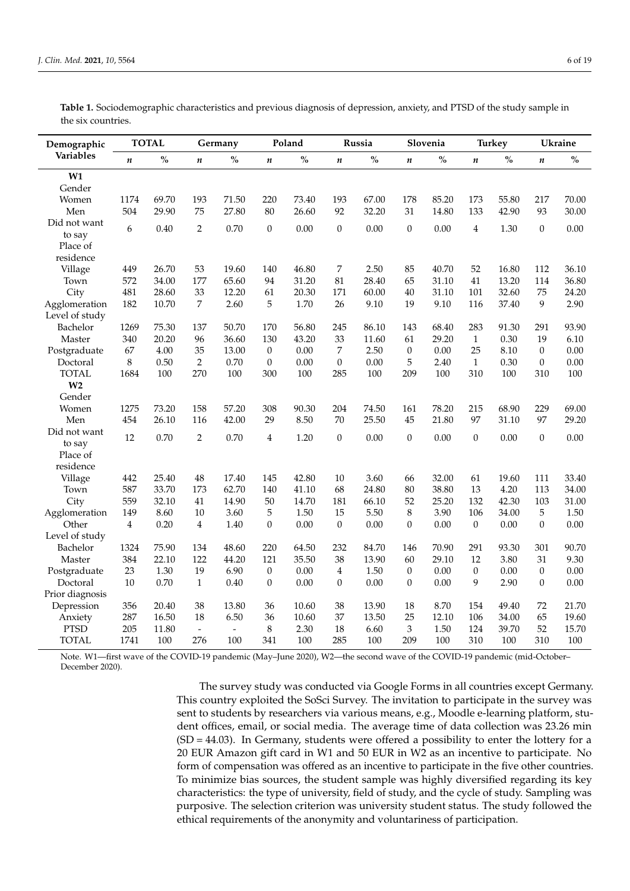**Table 1.** Sociodemographic characteristics and previous diagnosis of depression, anxiety, and PTSD of the study sample in the six countries.

| Demographic Variables | TOTAL | | Germany | | Poland | | Russia | | Slovenia | | Turkey | | Ukraine | |
|---|---|---|---|---|---|---|---|---|---|---|---|---|---|---|
| | *n* | % | *n* | % | *n* | % | *n* | % | *n* | % | *n* | % | *n* | % |
| **W1** | | | | | | | | | | | | | | |
| Gender | | | | | | | | | | | | | | |
| Women | 1174 | 69.70 | 193 | 71.50 | 220 | 73.40 | 193 | 67.00 | 178 | 85.20 | 173 | 55.80 | 217 | 70.00 |
| Men | 504 | 29.90 | 75 | 27.80 | 80 | 26.60 | 92 | 32.20 | 31 | 14.80 | 133 | 42.90 | 93 | 30.00 |
| Did not want to say | 6 | 0.40 | 2 | 0.70 | 0 | 0.00 | 0 | 0.00 | 0 | 0.00 | 4 | 1.30 | 0 | 0.00 |
| Place of residence | | | | | | | | | | | | | | |
| Village | 449 | 26.70 | 53 | 19.60 | 140 | 46.80 | 7 | 2.50 | 85 | 40.70 | 52 | 16.80 | 112 | 36.10 |
| Town | 572 | 34.00 | 177 | 65.60 | 94 | 31.20 | 81 | 28.40 | 65 | 31.10 | 41 | 13.20 | 114 | 36.80 |
| City | 481 | 28.60 | 33 | 12.20 | 61 | 20.30 | 171 | 60.00 | 40 | 31.10 | 101 | 32.60 | 75 | 24.20 |
| Agglomeration | 182 | 10.70 | 7 | 2.60 | 5 | 1.70 | 26 | 9.10 | 19 | 9.10 | 116 | 37.40 | 9 | 2.90 |
| Level of study | | | | | | | | | | | | | | |
| Bachelor | 1269 | 75.30 | 137 | 50.70 | 170 | 56.80 | 245 | 86.10 | 143 | 68.40 | 283 | 91.30 | 291 | 93.90 |
| Master | 340 | 20.20 | 96 | 36.60 | 130 | 43.20 | 33 | 11.60 | 61 | 29.20 | 1 | 0.30 | 19 | 6.10 |
| Postgraduate | 67 | 4.00 | 35 | 13.00 | 0 | 0.00 | 7 | 2.50 | 0 | 0.00 | 25 | 8.10 | 0 | 0.00 |
| Doctoral | 8 | 0.50 | 2 | 0.70 | 0 | 0.00 | 0 | 0.00 | 5 | 2.40 | 1 | 0.30 | 0 | 0.00 |
| TOTAL | 1684 | 100 | 270 | 100 | 300 | 100 | 285 | 100 | 209 | 100 | 310 | 100 | 310 | 100 |
| **W2** | | | | | | | | | | | | | | |
| Gender | | | | | | | | | | | | | | |
| Women | 1275 | 73.20 | 158 | 57.20 | 308 | 90.30 | 204 | 74.50 | 161 | 78.20 | 215 | 68.90 | 229 | 69.00 |
| Men | 454 | 26.10 | 116 | 42.00 | 29 | 8.50 | 70 | 25.50 | 45 | 21.80 | 97 | 31.10 | 97 | 29.20 |
| Did not want to say | 12 | 0.70 | 2 | 0.70 | 4 | 1.20 | 0 | 0.00 | 0 | 0.00 | 0 | 0.00 | 0 | 0.00 |
| Place of residence | | | | | | | | | | | | | | |
| Village | 442 | 25.40 | 48 | 17.40 | 145 | 42.80 | 10 | 3.60 | 66 | 32.00 | 61 | 19.60 | 111 | 33.40 |
| Town | 587 | 33.70 | 173 | 62.70 | 140 | 41.10 | 68 | 24.80 | 80 | 38.80 | 13 | 4.20 | 113 | 34.00 |
| City | 559 | 32.10 | 41 | 14.90 | 50 | 14.70 | 181 | 66.10 | 52 | 25.20 | 132 | 42.30 | 103 | 31.00 |
| Agglomeration | 149 | 8.60 | 10 | 3.60 | 5 | 1.50 | 15 | 5.50 | 8 | 3.90 | 106 | 34.00 | 5 | 1.50 |
| Other | 4 | 0.20 | 4 | 1.40 | 0 | 0.00 | 0 | 0.00 | 0 | 0.00 | 0 | 0.00 | 0 | 0.00 |
| Level of study | | | | | | | | | | | | | | |
| Bachelor | 1324 | 75.90 | 134 | 48.60 | 220 | 64.50 | 232 | 84.70 | 146 | 70.90 | 291 | 93.30 | 301 | 90.70 |
| Master | 384 | 22.10 | 122 | 44.20 | 121 | 35.50 | 38 | 13.90 | 60 | 29.10 | 12 | 3.80 | 31 | 9.30 |
| Postgraduate | 23 | 1.30 | 19 | 6.90 | 0 | 0.00 | 4 | 1.50 | 0 | 0.00 | 0 | 0.00 | 0 | 0.00 |
| Doctoral | 10 | 0.70 | 1 | 0.40 | 0 | 0.00 | 0 | 0.00 | 0 | 0.00 | 9 | 2.90 | 0 | 0.00 |
| Prior diagnosis | | | | | | | | | | | | | | |
| Depression | 356 | 20.40 | 38 | 13.80 | 36 | 10.60 | 38 | 13.90 | 18 | 8.70 | 154 | 49.40 | 72 | 21.70 |
| Anxiety | 287 | 16.50 | 18 | 6.50 | 36 | 10.60 | 37 | 13.50 | 25 | 12.10 | 106 | 34.00 | 65 | 19.60 |
| PTSD | 205 | 11.80 | - | - | 8 | 2.30 | 18 | 6.60 | 3 | 1.50 | 124 | 39.70 | 52 | 15.70 |
| TOTAL | 1741 | 100 | 276 | 100 | 341 | 100 | 285 | 100 | 209 | 100 | 310 | 100 | 310 | 100 |

Note. W1—first wave of the COVID-19 pandemic (May–June 2020), W2—the second wave of the COVID-19 pandemic (mid-October–December 2020).

The survey study was conducted via Google Forms in all countries except Germany. This country exploited the SoSci Survey. The invitation to participate in the survey was sent to students by researchers via various means, e.g., Moodle e-learning platform, student offices, email, or social media. The average time of data collection was 23.26 min (SD = 44.03). In Germany, students were offered a possibility to enter the lottery for a 20 EUR Amazon gift card in W1 and 50 EUR in W2 as an incentive to participate. No form of compensation was offered as an incentive to participate in the five other countries. To minimize bias sources, the student sample was highly diversified regarding its key characteristics: the type of university, field of study, and the cycle of study. Sampling was purposive. The selection criterion was university student status. The study followed the ethical requirements of the anonymity and voluntariness of participation.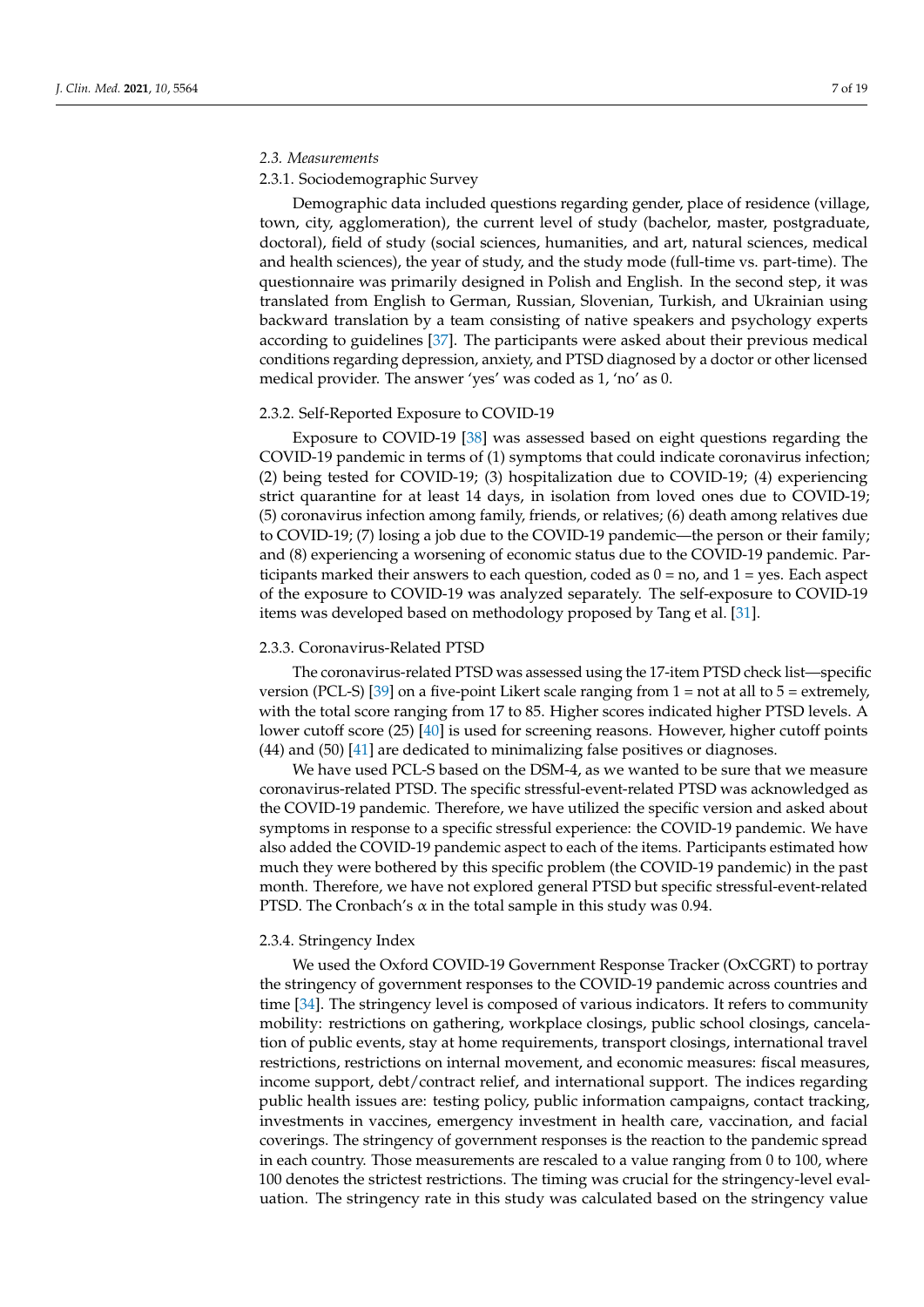### *2.3. Measurements*

#### 2.3.1. Sociodemographic Survey

Demographic data included questions regarding gender, place of residence (village, town, city, agglomeration), the current level of study (bachelor, master, postgraduate, doctoral), field of study (social sciences, humanities, and art, natural sciences, medical and health sciences), the year of study, and the study mode (full-time vs. part-time). The questionnaire was primarily designed in Polish and English. In the second step, it was translated from English to German, Russian, Slovenian, Turkish, and Ukrainian using backward translation by a team consisting of native speakers and psychology experts according to guidelines [37]. The participants were asked about their previous medical conditions regarding depression, anxiety, and PTSD diagnosed by a doctor or other licensed medical provider. The answer 'yes' was coded as 1, 'no' as 0.

#### 2.3.2. Self-Reported Exposure to COVID-19

Exposure to COVID-19 [38] was assessed based on eight questions regarding the COVID-19 pandemic in terms of (1) symptoms that could indicate coronavirus infection; (2) being tested for COVID-19; (3) hospitalization due to COVID-19; (4) experiencing strict quarantine for at least 14 days, in isolation from loved ones due to COVID-19; (5) coronavirus infection among family, friends, or relatives; (6) death among relatives due to COVID-19; (7) losing a job due to the COVID-19 pandemic—the person or their family; and (8) experiencing a worsening of economic status due to the COVID-19 pandemic. Participants marked their answers to each question, coded as 0 = no, and 1 = yes. Each aspect of the exposure to COVID-19 was analyzed separately. The self-exposure to COVID-19 items was developed based on methodology proposed by Tang et al. [31].

#### 2.3.3. Coronavirus-Related PTSD

The coronavirus-related PTSD was assessed using the 17-item PTSD check list—specific version (PCL-S) [39] on a five-point Likert scale ranging from 1 = not at all to 5 = extremely, with the total score ranging from 17 to 85. Higher scores indicated higher PTSD levels. A lower cutoff score (25) [40] is used for screening reasons. However, higher cutoff points (44) and (50) [41] are dedicated to minimalizing false positives or diagnoses.

We have used PCL-S based on the DSM-4, as we wanted to be sure that we measure coronavirus-related PTSD. The specific stressful-event-related PTSD was acknowledged as the COVID-19 pandemic. Therefore, we have utilized the specific version and asked about symptoms in response to a specific stressful experience: the COVID-19 pandemic. We have also added the COVID-19 pandemic aspect to each of the items. Participants estimated how much they were bothered by this specific problem (the COVID-19 pandemic) in the past month. Therefore, we have not explored general PTSD but specific stressful-event-related PTSD. The Cronbach's $\alpha$ in the total sample in this study was 0.94.

#### 2.3.4. Stringency Index

We used the Oxford COVID-19 Government Response Tracker (OxCGRT) to portray the stringency of government responses to the COVID-19 pandemic across countries and time [34]. The stringency level is composed of various indicators. It refers to community mobility: restrictions on gathering, workplace closings, public school closings, cancelation of public events, stay at home requirements, transport closings, international travel restrictions, restrictions on internal movement, and economic measures: fiscal measures, income support, debt/contract relief, and international support. The indices regarding public health issues are: testing policy, public information campaigns, contact tracking, investments in vaccines, emergency investment in health care, vaccination, and facial coverings. The stringency of government responses is the reaction to the pandemic spread in each country. Those measurements are rescaled to a value ranging from 0 to 100, where 100 denotes the strictest restrictions. The timing was crucial for the stringency-level evaluation. The stringency rate in this study was calculated based on the stringency value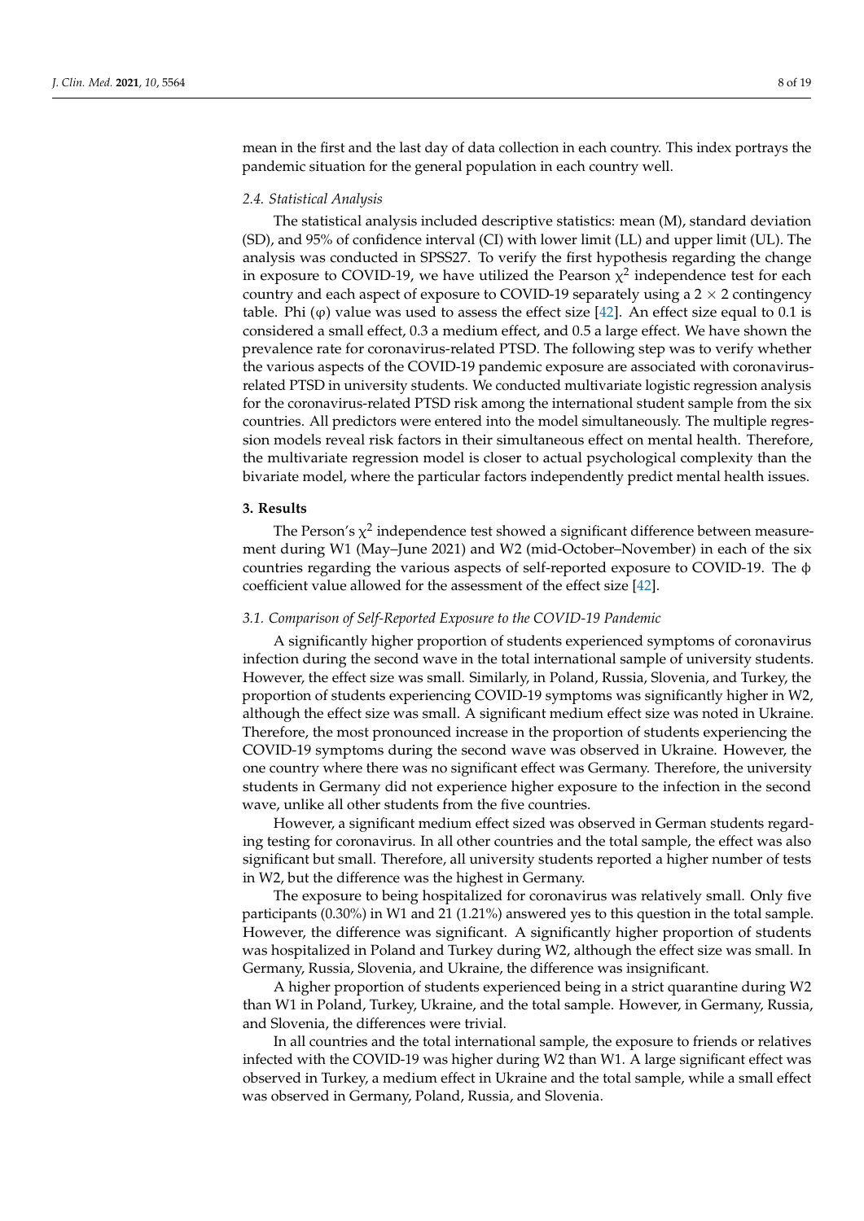mean in the first and the last day of data collection in each country. This index portrays the pandemic situation for the general population in each country well.

### 2.4. Statistical Analysis

The statistical analysis included descriptive statistics: mean (M), standard deviation (SD), and 95% of confidence interval (CI) with lower limit (LL) and upper limit (UL). The analysis was conducted in SPSS27. To verify the first hypothesis regarding the change in exposure to COVID-19, we have utilized the Pearson $\chi^2$ independence test for each country and each aspect of exposure to COVID-19 separately using a $2 \times 2$ contingency table. Phi ($\varphi$) value was used to assess the effect size [42]. An effect size equal to 0.1 is considered a small effect, 0.3 a medium effect, and 0.5 a large effect. We have shown the prevalence rate for coronavirus-related PTSD. The following step was to verify whether the various aspects of the COVID-19 pandemic exposure are associated with coronavirus-related PTSD in university students. We conducted multivariate logistic regression analysis for the coronavirus-related PTSD risk among the international student sample from the six countries. All predictors were entered into the model simultaneously. The multiple regression models reveal risk factors in their simultaneous effect on mental health. Therefore, the multivariate regression model is closer to actual psychological complexity than the bivariate model, where the particular factors independently predict mental health issues.

## 3. Results

The Person's $\chi^2$ independence test showed a significant difference between measurement during W1 (May–June 2021) and W2 (mid-October–November) in each of the six countries regarding the various aspects of self-reported exposure to COVID-19. The $\phi$ coefficient value allowed for the assessment of the effect size [42].

### 3.1. Comparison of Self-Reported Exposure to the COVID-19 Pandemic

A significantly higher proportion of students experienced symptoms of coronavirus infection during the second wave in the total international sample of university students. However, the effect size was small. Similarly, in Poland, Russia, Slovenia, and Turkey, the proportion of students experiencing COVID-19 symptoms was significantly higher in W2, although the effect size was small. A significant medium effect size was noted in Ukraine. Therefore, the most pronounced increase in the proportion of students experiencing the COVID-19 symptoms during the second wave was observed in Ukraine. However, the one country where there was no significant effect was Germany. Therefore, the university students in Germany did not experience higher exposure to the infection in the second wave, unlike all other students from the five countries.

However, a significant medium effect sized was observed in German students regarding testing for coronavirus. In all other countries and the total sample, the effect was also significant but small. Therefore, all university students reported a higher number of tests in W2, but the difference was the highest in Germany.

The exposure to being hospitalized for coronavirus was relatively small. Only five participants (0.30%) in W1 and 21 (1.21%) answered yes to this question in the total sample. However, the difference was significant. A significantly higher proportion of students was hospitalized in Poland and Turkey during W2, although the effect size was small. In Germany, Russia, Slovenia, and Ukraine, the difference was insignificant.

A higher proportion of students experienced being in a strict quarantine during W2 than W1 in Poland, Turkey, Ukraine, and the total sample. However, in Germany, Russia, and Slovenia, the differences were trivial.

In all countries and the total international sample, the exposure to friends or relatives infected with the COVID-19 was higher during W2 than W1. A large significant effect was observed in Turkey, a medium effect in Ukraine and the total sample, while a small effect was observed in Germany, Poland, Russia, and Slovenia.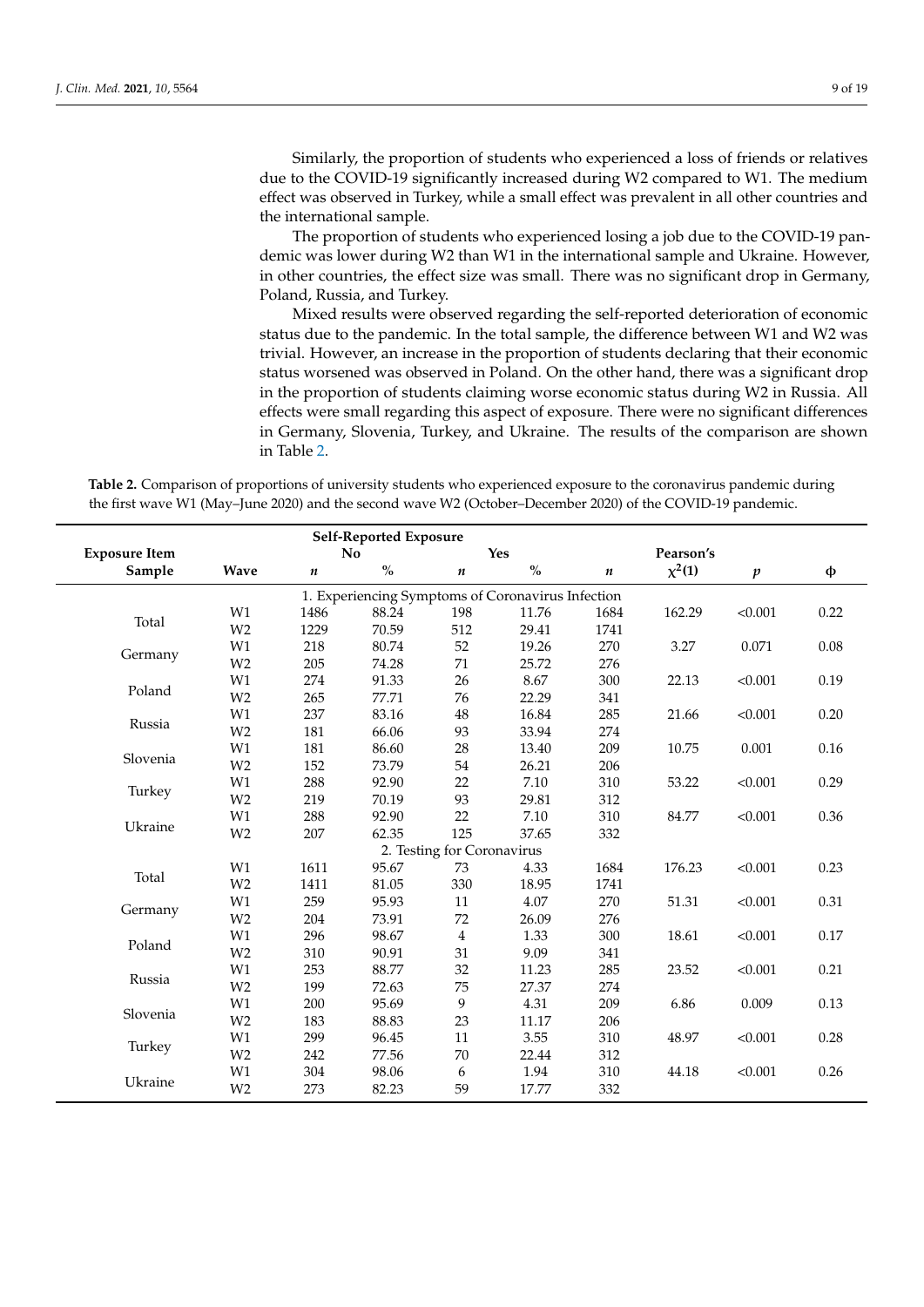Similarly, the proportion of students who experienced a loss of friends or relatives due to the COVID-19 significantly increased during W2 compared to W1. The medium effect was observed in Turkey, while a small effect was prevalent in all other countries and the international sample.

The proportion of students who experienced losing a job due to the COVID-19 pandemic was lower during W2 than W1 in the international sample and Ukraine. However, in other countries, the effect size was small. There was no significant drop in Germany, Poland, Russia, and Turkey.

Mixed results were observed regarding the self-reported deterioration of economic status due to the pandemic. In the total sample, the difference between W1 and W2 was trivial. However, an increase in the proportion of students declaring that their economic status worsened was observed in Poland. On the other hand, there was a significant drop in the proportion of students claiming worse economic status during W2 in Russia. All effects were small regarding this aspect of exposure. There were no significant differences in Germany, Slovenia, Turkey, and Ukraine. The results of the comparison are shown in Table 2.

**Table 2.** Comparison of proportions of university students who experienced exposure to the coronavirus pandemic during the first wave W1 (May–June 2020) and the second wave W2 (October–December 2020) of the COVID-19 pandemic.

| Exposure Item | | Self-Reported Exposure | | | | | Pearson's | | |
|---|---|---|---|---|---|---|---|---|---|
| | | No | | Yes | | | | | |
| Sample | Wave | $n$ | % | $n$ | % | $n$ | $\chi^2(1)$ | $p$ | φ |
| **1. Experiencing Symptoms of Coronavirus Infection** | | | | | | | | | |
| Total | W1 | 1486 | 88.24 | 198 | 11.76 | 1684 | 162.29 | <0.001 | 0.22 |
| | W2 | 1229 | 70.59 | 512 | 29.41 | 1741 | | | |
| Germany | W1 | 218 | 80.74 | 52 | 19.26 | 270 | 3.27 | 0.071 | 0.08 |
| | W2 | 205 | 74.28 | 71 | 25.72 | 276 | | | |
| Poland | W1 | 274 | 91.33 | 26 | 8.67 | 300 | 22.13 | <0.001 | 0.19 |
| | W2 | 265 | 77.71 | 76 | 22.29 | 341 | | | |
| Russia | W1 | 237 | 83.16 | 48 | 16.84 | 285 | 21.66 | <0.001 | 0.20 |
| | W2 | 181 | 66.06 | 93 | 33.94 | 274 | | | |
| Slovenia | W1 | 181 | 86.60 | 28 | 13.40 | 209 | 10.75 | 0.001 | 0.16 |
| | W2 | 152 | 73.79 | 54 | 26.21 | 206 | | | |
| Turkey | W1 | 288 | 92.90 | 22 | 7.10 | 310 | 53.22 | <0.001 | 0.29 |
| | W2 | 219 | 70.19 | 93 | 29.81 | 312 | | | |
| Ukraine | W1 | 288 | 92.90 | 22 | 7.10 | 310 | 84.77 | <0.001 | 0.36 |
| | W2 | 207 | 62.35 | 125 | 37.65 | 332 | | | |
| **2. Testing for Coronavirus** | | | | | | | | | |
| Total | W1 | 1611 | 95.67 | 73 | 4.33 | 1684 | 176.23 | <0.001 | 0.23 |
| | W2 | 1411 | 81.05 | 330 | 18.95 | 1741 | | | |
| Germany | W1 | 259 | 95.93 | 11 | 4.07 | 270 | 51.31 | <0.001 | 0.31 |
| | W2 | 204 | 73.91 | 72 | 26.09 | 276 | | | |
| Poland | W1 | 296 | 98.67 | 4 | 1.33 | 300 | 18.61 | <0.001 | 0.17 |
| | W2 | 310 | 90.91 | 31 | 9.09 | 341 | | | |
| Russia | W1 | 253 | 88.77 | 32 | 11.23 | 285 | 23.52 | <0.001 | 0.21 |
| | W2 | 199 | 72.63 | 75 | 27.37 | 274 | | | |
| Slovenia | W1 | 200 | 95.69 | 9 | 4.31 | 209 | 6.86 | 0.009 | 0.13 |
| | W2 | 183 | 88.83 | 23 | 11.17 | 206 | | | |
| Turkey | W1 | 299 | 96.45 | 11 | 3.55 | 310 | 48.97 | <0.001 | 0.28 |
| | W2 | 242 | 77.56 | 70 | 22.44 | 312 | | | |
| Ukraine | W1 | 304 | 98.06 | 6 | 1.94 | 310 | 44.18 | <0.001 | 0.26 |
| | W2 | 273 | 82.23 | 59 | 17.77 | 332 | | | |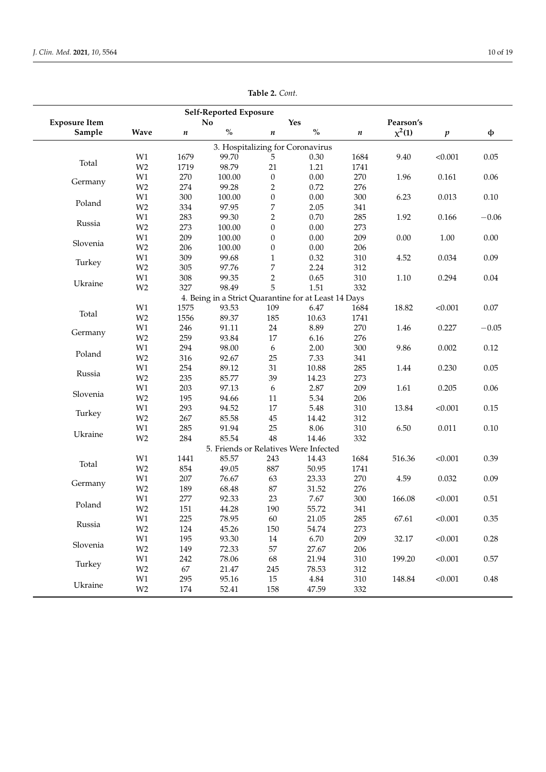**Table 2.** *Cont.*

| Exposure Item | | Self-Reported Exposure | | | | | | | |
|---|---|---|---|---|---|---|---|---|---|
| | | No | | Yes | | | Pearson's | | |
| Sample | Wave | *n* | % | *n* | % | *n* | $\chi^2(1)$ | *p* | ϕ |
| 3. Hospitalizing for Coronavirus | | | | | | | | | |
| Total | W1 | 1679 | 99.70 | 5 | 0.30 | 1684 | 9.40 | <0.001 | 0.05 |
| | W2 | 1719 | 98.79 | 21 | 1.21 | 1741 | | | |
| Germany | W1 | 270 | 100.00 | 0 | 0.00 | 270 | 1.96 | 0.161 | 0.06 |
| | W2 | 274 | 99.28 | 2 | 0.72 | 276 | | | |
| Poland | W1 | 300 | 100.00 | 0 | 0.00 | 300 | 6.23 | 0.013 | 0.10 |
| | W2 | 334 | 97.95 | 7 | 2.05 | 341 | | | |
| Russia | W1 | 283 | 99.30 | 2 | 0.70 | 285 | 1.92 | 0.166 | −0.06 |
| | W2 | 273 | 100.00 | 0 | 0.00 | 273 | | | |
| Slovenia | W1 | 209 | 100.00 | 0 | 0.00 | 209 | 0.00 | 1.00 | 0.00 |
| | W2 | 206 | 100.00 | 0 | 0.00 | 206 | | | |
| Turkey | W1 | 309 | 99.68 | 1 | 0.32 | 310 | 4.52 | 0.034 | 0.09 |
| | W2 | 305 | 97.76 | 7 | 2.24 | 312 | | | |
| Ukraine | W1 | 308 | 99.35 | 2 | 0.65 | 310 | 1.10 | 0.294 | 0.04 |
| | W2 | 327 | 98.49 | 5 | 1.51 | 332 | | | |
| 4. Being in a Strict Quarantine for at Least 14 Days | | | | | | | | | |
| Total | W1 | 1575 | 93.53 | 109 | 6.47 | 1684 | 18.82 | <0.001 | 0.07 |
| | W2 | 1556 | 89.37 | 185 | 10.63 | 1741 | | | |
| Germany | W1 | 246 | 91.11 | 24 | 8.89 | 270 | 1.46 | 0.227 | −0.05 |
| | W2 | 259 | 93.84 | 17 | 6.16 | 276 | | | |
| Poland | W1 | 294 | 98.00 | 6 | 2.00 | 300 | 9.86 | 0.002 | 0.12 |
| | W2 | 316 | 92.67 | 25 | 7.33 | 341 | | | |
| Russia | W1 | 254 | 89.12 | 31 | 10.88 | 285 | 1.44 | 0.230 | 0.05 |
| | W2 | 235 | 85.77 | 39 | 14.23 | 273 | | | |
| Slovenia | W1 | 203 | 97.13 | 6 | 2.87 | 209 | 1.61 | 0.205 | 0.06 |
| | W2 | 195 | 94.66 | 11 | 5.34 | 206 | | | |
| Turkey | W1 | 293 | 94.52 | 17 | 5.48 | 310 | 13.84 | <0.001 | 0.15 |
| | W2 | 267 | 85.58 | 45 | 14.42 | 312 | | | |
| Ukraine | W1 | 285 | 91.94 | 25 | 8.06 | 310 | 6.50 | 0.011 | 0.10 |
| | W2 | 284 | 85.54 | 48 | 14.46 | 332 | | | |
| 5. Friends or Relatives Were Infected | | | | | | | | | |
| Total | W1 | 1441 | 85.57 | 243 | 14.43 | 1684 | 516.36 | <0.001 | 0.39 |
| | W2 | 854 | 49.05 | 887 | 50.95 | 1741 | | | |
| Germany | W1 | 207 | 76.67 | 63 | 23.33 | 270 | 4.59 | 0.032 | 0.09 |
| | W2 | 189 | 68.48 | 87 | 31.52 | 276 | | | |
| Poland | W1 | 277 | 92.33 | 23 | 7.67 | 300 | 166.08 | <0.001 | 0.51 |
| | W2 | 151 | 44.28 | 190 | 55.72 | 341 | | | |
| Russia | W1 | 225 | 78.95 | 60 | 21.05 | 285 | 67.61 | <0.001 | 0.35 |
| | W2 | 124 | 45.26 | 150 | 54.74 | 273 | | | |
| Slovenia | W1 | 195 | 93.30 | 14 | 6.70 | 209 | 32.17 | <0.001 | 0.28 |
| | W2 | 149 | 72.33 | 57 | 27.67 | 206 | | | |
| Turkey | W1 | 242 | 78.06 | 68 | 21.94 | 310 | 199.20 | <0.001 | 0.57 |
| | W2 | 67 | 21.47 | 245 | 78.53 | 312 | | | |
| Ukraine | W1 | 295 | 95.16 | 15 | 4.84 | 310 | 148.84 | <0.001 | 0.48 |
| | W2 | 174 | 52.41 | 158 | 47.59 | 332 | | | |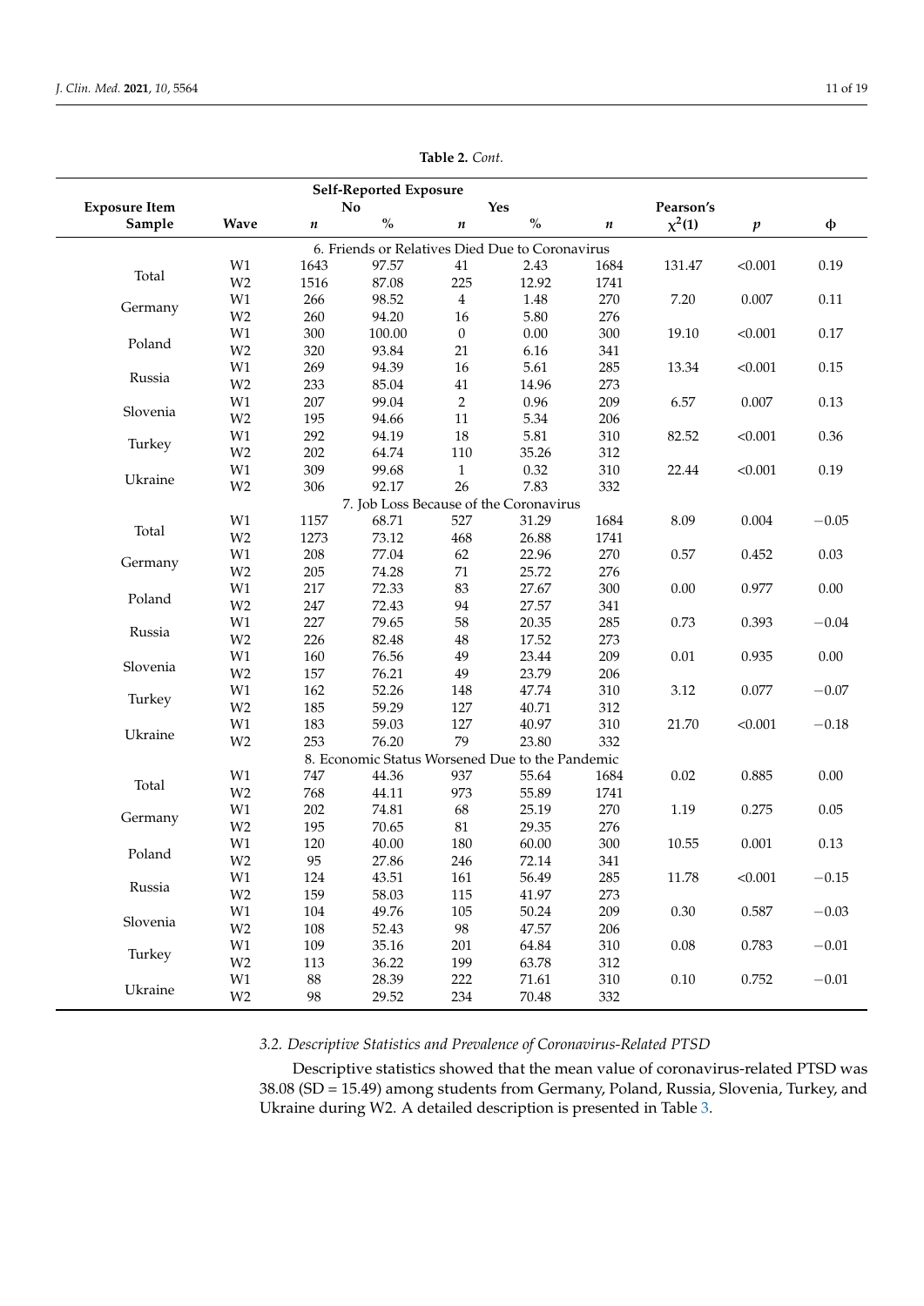**Table 2.** *Cont.*

| Exposure Item | | Self-Reported Exposure | | | | | | | |
|---|---|---|---|---|---|---|---|---|---|
| | | No | | Yes | | | Pearson's | | |
| Sample | Wave | $n$ | % | $n$ | % | $n$ | $\chi^2(1)$ | $p$ | ϕ |
| 6. Friends or Relatives Died Due to Coronavirus | | | | | | | | | |
| Total | W1 | 1643 | 97.57 | 41 | 2.43 | 1684 | 131.47 | <0.001 | 0.19 |
| | W2 | 1516 | 87.08 | 225 | 12.92 | 1741 | | | |
| Germany | W1 | 266 | 98.52 | 4 | 1.48 | 270 | 7.20 | 0.007 | 0.11 |
| | W2 | 260 | 94.20 | 16 | 5.80 | 276 | | | |
| Poland | W1 | 300 | 100.00 | 0 | 0.00 | 300 | 19.10 | <0.001 | 0.17 |
| | W2 | 320 | 93.84 | 21 | 6.16 | 341 | | | |
| Russia | W1 | 269 | 94.39 | 16 | 5.61 | 285 | 13.34 | <0.001 | 0.15 |
| | W2 | 233 | 85.04 | 41 | 14.96 | 273 | | | |
| Slovenia | W1 | 207 | 99.04 | 2 | 0.96 | 209 | 6.57 | 0.007 | 0.13 |
| | W2 | 195 | 94.66 | 11 | 5.34 | 206 | | | |
| Turkey | W1 | 292 | 94.19 | 18 | 5.81 | 310 | 82.52 | <0.001 | 0.36 |
| | W2 | 202 | 64.74 | 110 | 35.26 | 312 | | | |
| Ukraine | W1 | 309 | 99.68 | 1 | 0.32 | 310 | 22.44 | <0.001 | 0.19 |
| | W2 | 306 | 92.17 | 26 | 7.83 | 332 | | | |
| 7. Job Loss Because of the Coronavirus | | | | | | | | | |
| Total | W1 | 1157 | 68.71 | 527 | 31.29 | 1684 | 8.09 | 0.004 | −0.05 |
| | W2 | 1273 | 73.12 | 468 | 26.88 | 1741 | | | |
| Germany | W1 | 208 | 77.04 | 62 | 22.96 | 270 | 0.57 | 0.452 | 0.03 |
| | W2 | 205 | 74.28 | 71 | 25.72 | 276 | | | |
| Poland | W1 | 217 | 72.33 | 83 | 27.67 | 300 | 0.00 | 0.977 | 0.00 |
| | W2 | 247 | 72.43 | 94 | 27.57 | 341 | | | |
| Russia | W1 | 227 | 79.65 | 58 | 20.35 | 285 | 0.73 | 0.393 | −0.04 |
| | W2 | 226 | 82.48 | 48 | 17.52 | 273 | | | |
| Slovenia | W1 | 160 | 76.56 | 49 | 23.44 | 209 | 0.01 | 0.935 | 0.00 |
| | W2 | 157 | 76.21 | 49 | 23.79 | 206 | | | |
| Turkey | W1 | 162 | 52.26 | 148 | 47.74 | 310 | 3.12 | 0.077 | −0.07 |
| | W2 | 185 | 59.29 | 127 | 40.71 | 312 | | | |
| Ukraine | W1 | 183 | 59.03 | 127 | 40.97 | 310 | 21.70 | <0.001 | −0.18 |
| | W2 | 253 | 76.20 | 79 | 23.80 | 332 | | | |
| 8. Economic Status Worsened Due to the Pandemic | | | | | | | | | |
| Total | W1 | 747 | 44.36 | 937 | 55.64 | 1684 | 0.02 | 0.885 | 0.00 |
| | W2 | 768 | 44.11 | 973 | 55.89 | 1741 | | | |
| Germany | W1 | 202 | 74.81 | 68 | 25.19 | 270 | 1.19 | 0.275 | 0.05 |
| | W2 | 195 | 70.65 | 81 | 29.35 | 276 | | | |
| Poland | W1 | 120 | 40.00 | 180 | 60.00 | 300 | 10.55 | 0.001 | 0.13 |
| | W2 | 95 | 27.86 | 246 | 72.14 | 341 | | | |
| Russia | W1 | 124 | 43.51 | 161 | 56.49 | 285 | 11.78 | <0.001 | −0.15 |
| | W2 | 159 | 58.03 | 115 | 41.97 | 273 | | | |
| Slovenia | W1 | 104 | 49.76 | 105 | 50.24 | 209 | 0.30 | 0.587 | −0.03 |
| | W2 | 108 | 52.43 | 98 | 47.57 | 206 | | | |
| Turkey | W1 | 109 | 35.16 | 201 | 64.84 | 310 | 0.08 | 0.783 | −0.01 |
| | W2 | 113 | 36.22 | 199 | 63.78 | 312 | | | |
| Ukraine | W1 | 88 | 28.39 | 222 | 71.61 | 310 | 0.10 | 0.752 | −0.01 |
| | W2 | 98 | 29.52 | 234 | 70.48 | 332 | | | |

### *3.2. Descriptive Statistics and Prevalence of Coronavirus-Related PTSD*

Descriptive statistics showed that the mean value of coronavirus-related PTSD was 38.08 (SD = 15.49) among students from Germany, Poland, Russia, Slovenia, Turkey, and Ukraine during W2. A detailed description is presented in Table 3.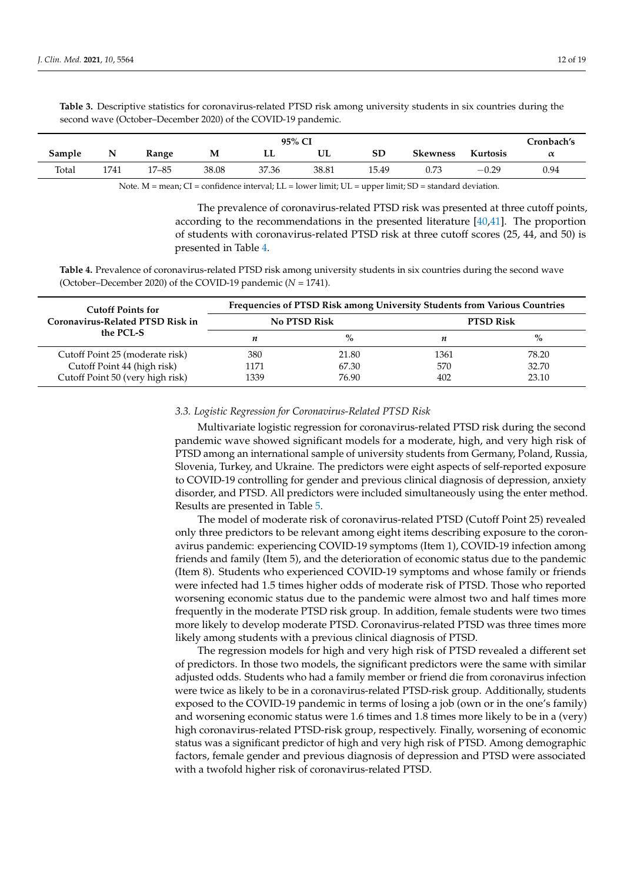**Table 3.** Descriptive statistics for coronavirus-related PTSD risk among university students in six countries during the second wave (October–December 2020) of the COVID-19 pandemic.

| Sample | N | Range | M | 95% CI LL | 95% CI UL | SD | Skewness | Kurtosis | Cronbach's α |
|---|---|---|---|---|---|---|---|---|---|
| Total | 1741 | 17–85 | 38.08 | 37.36 | 38.81 | 15.49 | 0.73 | −0.29 | 0.94 |

Note. M = mean; CI = confidence interval; LL = lower limit; UL = upper limit; SD = standard deviation.

The prevalence of coronavirus-related PTSD risk was presented at three cutoff points, according to the recommendations in the presented literature [40,41]. The proportion of students with coronavirus-related PTSD risk at three cutoff scores (25, 44, and 50) is presented in Table 4.

**Table 4.** Prevalence of coronavirus-related PTSD risk among university students in six countries during the second wave (October–December 2020) of the COVID-19 pandemic ($N$ = 1741).

| Cutoff Points for Coronavirus-Related PTSD Risk in the PCL-S | Frequencies of PTSD Risk among University Students from Various Countries | | | |
|---|---|---|---|---|
| | No PTSD Risk | | PTSD Risk | |
| | *n* | % | *n* | % |
| Cutoff Point 25 (moderate risk) | 380 | 21.80 | 1361 | 78.20 |
| Cutoff Point 44 (high risk) | 1171 | 67.30 | 570 | 32.70 |
| Cutoff Point 50 (very high risk) | 1339 | 76.90 | 402 | 23.10 |

### 3.3. Logistic Regression for Coronavirus-Related PTSD Risk

Multivariate logistic regression for coronavirus-related PTSD risk during the second pandemic wave showed significant models for a moderate, high, and very high risk of PTSD among an international sample of university students from Germany, Poland, Russia, Slovenia, Turkey, and Ukraine. The predictors were eight aspects of self-reported exposure to COVID-19 controlling for gender and previous clinical diagnosis of depression, anxiety disorder, and PTSD. All predictors were included simultaneously using the enter method. Results are presented in Table 5.

The model of moderate risk of coronavirus-related PTSD (Cutoff Point 25) revealed only three predictors to be relevant among eight items describing exposure to the coronavirus pandemic: experiencing COVID-19 symptoms (Item 1), COVID-19 infection among friends and family (Item 5), and the deterioration of economic status due to the pandemic (Item 8). Students who experienced COVID-19 symptoms and whose family or friends were infected had 1.5 times higher odds of moderate risk of PTSD. Those who reported worsening economic status due to the pandemic were almost two and half times more frequently in the moderate PTSD risk group. In addition, female students were two times more likely to develop moderate PTSD. Coronavirus-related PTSD was three times more likely among students with a previous clinical diagnosis of PTSD.

The regression models for high and very high risk of PTSD revealed a different set of predictors. In those two models, the significant predictors were the same with similar adjusted odds. Students who had a family member or friend die from coronavirus infection were twice as likely to be in a coronavirus-related PTSD-risk group. Additionally, students exposed to the COVID-19 pandemic in terms of losing a job (own or in the one's family) and worsening economic status were 1.6 times and 1.8 times more likely to be in a (very) high coronavirus-related PTSD-risk group, respectively. Finally, worsening of economic status was a significant predictor of high and very high risk of PTSD. Among demographic factors, female gender and previous diagnosis of depression and PTSD were associated with a twofold higher risk of coronavirus-related PTSD.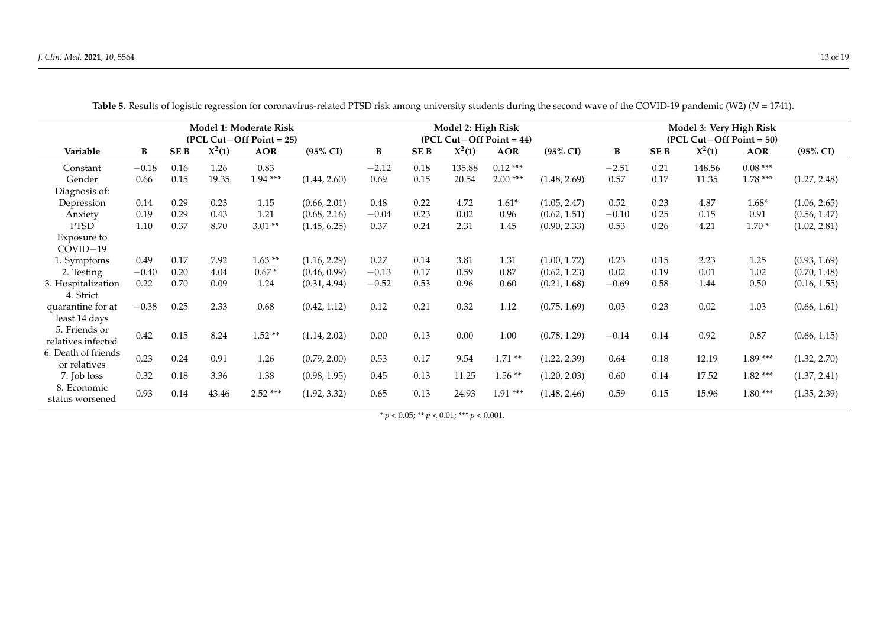**Table 5.** Results of logistic regression for coronavirus-related PTSD risk among university students during the second wave of the COVID-19 pandemic (W2) ($N$ = 1741).

| Variable | Model 1: Moderate Risk (PCL Cut−Off Point = 25) | | | | | Model 2: High Risk (PCL Cut−Off Point = 44) | | | | | Model 3: Very High Risk (PCL Cut−Off Point = 50) | | | | |
|---|---|---|---|---|---|---|---|---|---|---|---|---|---|---|---|
| | B | SE B | $X^2(1)$ | AOR | (95% CI) | B | SE B | $X^2(1)$ | AOR | (95% CI) | B | SE B | $X^2(1)$ | AOR | (95% CI) |
| Constant | −0.18 | 0.16 | 1.26 | 0.83 | | −2.12 | 0.18 | 135.88 | 0.12 *** | | −2.51 | 0.21 | 148.56 | 0.08 *** | |
| Gender | 0.66 | 0.15 | 19.35 | 1.94 *** | (1.44, 2.60) | 0.69 | 0.15 | 20.54 | 2.00 *** | (1.48, 2.69) | 0.57 | 0.17 | 11.35 | 1.78 *** | (1.27, 2.48) |
| Diagnosis of: | | | | | | | | | | | | | | | |
| Depression | 0.14 | 0.29 | 0.23 | 1.15 | (0.66, 2.01) | 0.48 | 0.22 | 4.72 | 1.61* | (1.05, 2.47) | 0.52 | 0.23 | 4.87 | 1.68* | (1.06, 2.65) |
| Anxiety | 0.19 | 0.29 | 0.43 | 1.21 | (0.68, 2.16) | −0.04 | 0.23 | 0.02 | 0.96 | (0.62, 1.51) | −0.10 | 0.25 | 0.15 | 0.91 | (0.56, 1.47) |
| PTSD | 1.10 | 0.37 | 8.70 | 3.01 ** | (1.45, 6.25) | 0.37 | 0.24 | 2.31 | 1.45 | (0.90, 2.33) | 0.53 | 0.26 | 4.21 | 1.70 * | (1.02, 2.81) |
| Exposure to COVID−19 | | | | | | | | | | | | | | | |
| 1. Symptoms | 0.49 | 0.17 | 7.92 | 1.63 ** | (1.16, 2.29) | 0.27 | 0.14 | 3.81 | 1.31 | (1.00, 1.72) | 0.23 | 0.15 | 2.23 | 1.25 | (0.93, 1.69) |
| 2. Testing | −0.40 | 0.20 | 4.04 | 0.67 * | (0.46, 0.99) | −0.13 | 0.17 | 0.59 | 0.87 | (0.62, 1.23) | 0.02 | 0.19 | 0.01 | 1.02 | (0.70, 1.48) |
| 3. Hospitalization | 0.22 | 0.70 | 0.09 | 1.24 | (0.31, 4.94) | −0.52 | 0.53 | 0.96 | 0.60 | (0.21, 1.68) | −0.69 | 0.58 | 1.44 | 0.50 | (0.16, 1.55) |
| 4. Strict quarantine for at least 14 days | −0.38 | 0.25 | 2.33 | 0.68 | (0.42, 1.12) | 0.12 | 0.21 | 0.32 | 1.12 | (0.75, 1.69) | 0.03 | 0.23 | 0.02 | 1.03 | (0.66, 1.61) |
| 5. Friends or relatives infected | 0.42 | 0.15 | 8.24 | 1.52 ** | (1.14, 2.02) | 0.00 | 0.13 | 0.00 | 1.00 | (0.78, 1.29) | −0.14 | 0.14 | 0.92 | 0.87 | (0.66, 1.15) |
| 6. Death of friends or relatives | 0.23 | 0.24 | 0.91 | 1.26 | (0.79, 2.00) | 0.53 | 0.17 | 9.54 | 1.71 ** | (1.22, 2.39) | 0.64 | 0.18 | 12.19 | 1.89 *** | (1.32, 2.70) |
| 7. Job loss | 0.32 | 0.18 | 3.36 | 1.38 | (0.98, 1.95) | 0.45 | 0.13 | 11.25 | 1.56 ** | (1.20, 2.03) | 0.60 | 0.14 | 17.52 | 1.82 *** | (1.37, 2.41) |
| 8. Economic status worsened | 0.93 | 0.14 | 43.46 | 2.52 *** | (1.92, 3.32) | 0.65 | 0.13 | 24.93 | 1.91 *** | (1.48, 2.46) | 0.59 | 0.15 | 15.96 | 1.80 *** | (1.35, 2.39) |

* $p < 0.05$; ** $p < 0.01$; *** $p < 0.001$.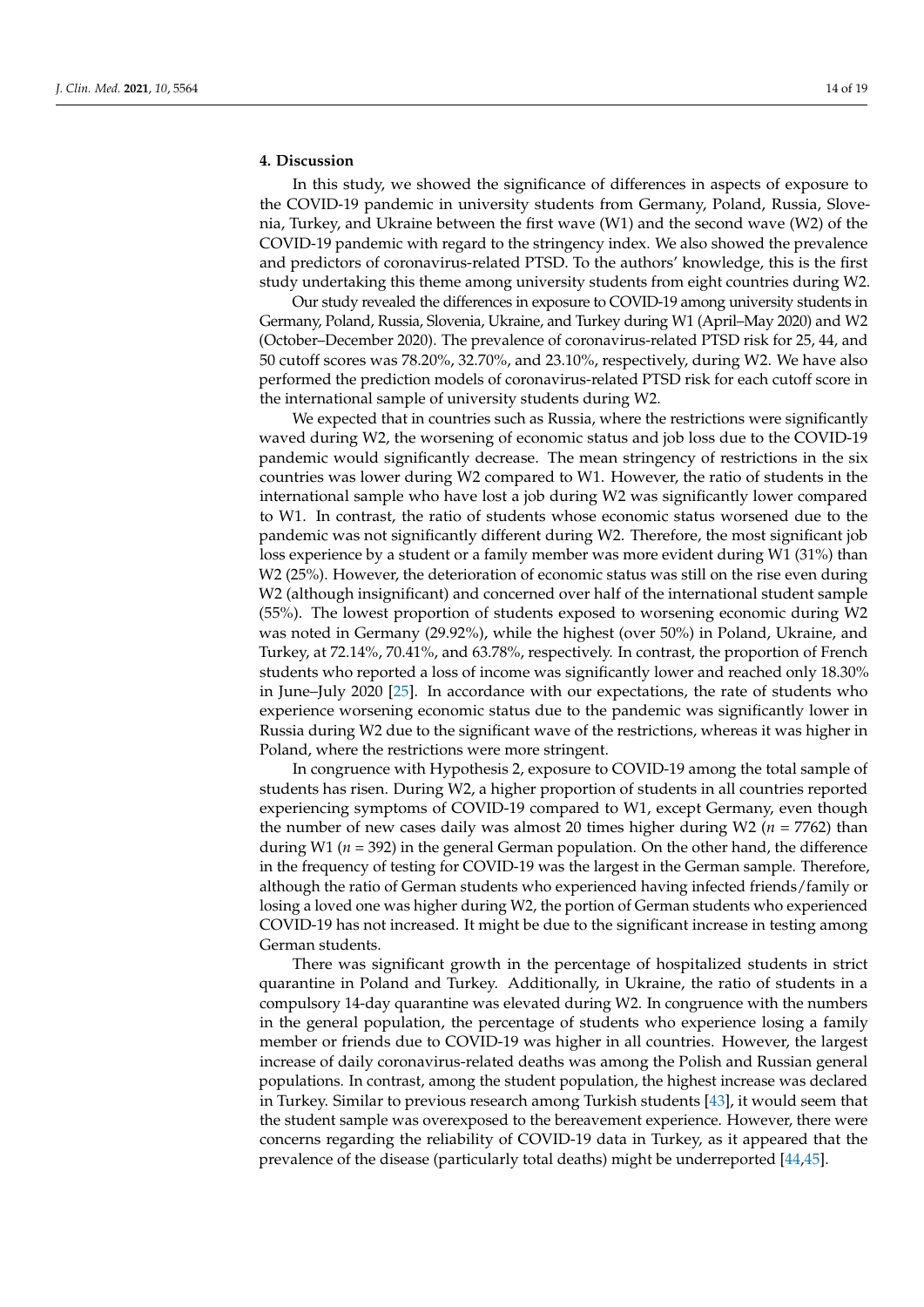## 4. Discussion

In this study, we showed the significance of differences in aspects of exposure to the COVID-19 pandemic in university students from Germany, Poland, Russia, Slovenia, Turkey, and Ukraine between the first wave (W1) and the second wave (W2) of the COVID-19 pandemic with regard to the stringency index. We also showed the prevalence and predictors of coronavirus-related PTSD. To the authors' knowledge, this is the first study undertaking this theme among university students from eight countries during W2.

Our study revealed the differences in exposure to COVID-19 among university students in Germany, Poland, Russia, Slovenia, Ukraine, and Turkey during W1 (April–May 2020) and W2 (October–December 2020). The prevalence of coronavirus-related PTSD risk for 25, 44, and 50 cutoff scores was 78.20%, 32.70%, and 23.10%, respectively, during W2. We have also performed the prediction models of coronavirus-related PTSD risk for each cutoff score in the international sample of university students during W2.

We expected that in countries such as Russia, where the restrictions were significantly waved during W2, the worsening of economic status and job loss due to the COVID-19 pandemic would significantly decrease. The mean stringency of restrictions in the six countries was lower during W2 compared to W1. However, the ratio of students in the international sample who have lost a job during W2 was significantly lower compared to W1. In contrast, the ratio of students whose economic status worsened due to the pandemic was not significantly different during W2. Therefore, the most significant job loss experience by a student or a family member was more evident during W1 (31%) than W2 (25%). However, the deterioration of economic status was still on the rise even during W2 (although insignificant) and concerned over half of the international student sample (55%). The lowest proportion of students exposed to worsening economic during W2 was noted in Germany (29.92%), while the highest (over 50%) in Poland, Ukraine, and Turkey, at 72.14%, 70.41%, and 63.78%, respectively. In contrast, the proportion of French students who reported a loss of income was significantly lower and reached only 18.30% in June–July 2020 [25]. In accordance with our expectations, the rate of students who experience worsening economic status due to the pandemic was significantly lower in Russia during W2 due to the significant wave of the restrictions, whereas it was higher in Poland, where the restrictions were more stringent.

In congruence with Hypothesis 2, exposure to COVID-19 among the total sample of students has risen. During W2, a higher proportion of students in all countries reported experiencing symptoms of COVID-19 compared to W1, except Germany, even though the number of new cases daily was almost 20 times higher during W2 ($n$ = 7762) than during W1 ($n$ = 392) in the general German population. On the other hand, the difference in the frequency of testing for COVID-19 was the largest in the German sample. Therefore, although the ratio of German students who experienced having infected friends/family or losing a loved one was higher during W2, the portion of German students who experienced COVID-19 has not increased. It might be due to the significant increase in testing among German students.

There was significant growth in the percentage of hospitalized students in strict quarantine in Poland and Turkey. Additionally, in Ukraine, the ratio of students in a compulsory 14-day quarantine was elevated during W2. In congruence with the numbers in the general population, the percentage of students who experience losing a family member or friends due to COVID-19 was higher in all countries. However, the largest increase of daily coronavirus-related deaths was among the Polish and Russian general populations. In contrast, among the student population, the highest increase was declared in Turkey. Similar to previous research among Turkish students [43], it would seem that the student sample was overexposed to the bereavement experience. However, there were concerns regarding the reliability of COVID-19 data in Turkey, as it appeared that the prevalence of the disease (particularly total deaths) might be underreported [44,45].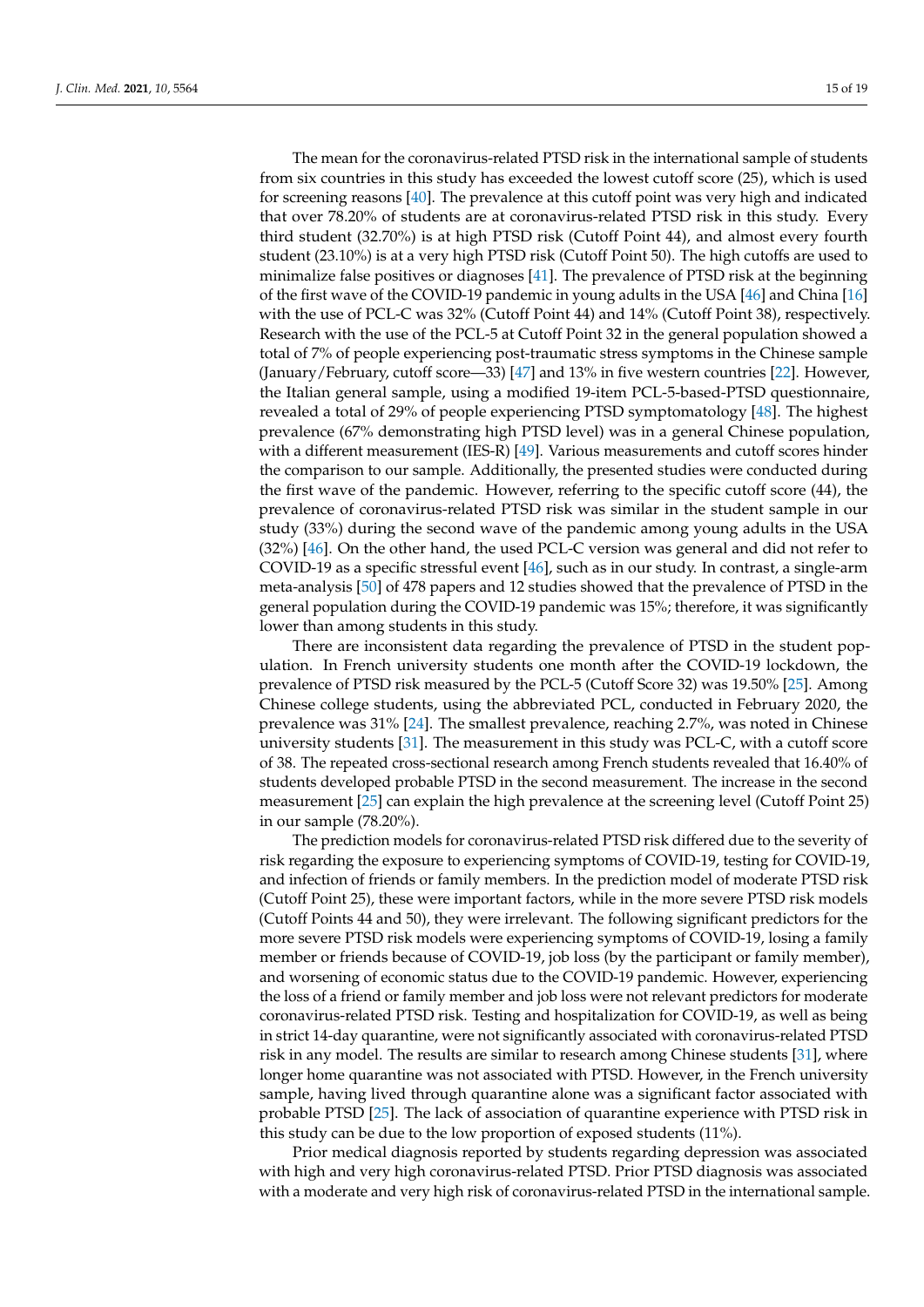The mean for the coronavirus-related PTSD risk in the international sample of students from six countries in this study has exceeded the lowest cutoff score (25), which is used for screening reasons [40]. The prevalence at this cutoff point was very high and indicated that over 78.20% of students are at coronavirus-related PTSD risk in this study. Every third student (32.70%) is at high PTSD risk (Cutoff Point 44), and almost every fourth student (23.10%) is at a very high PTSD risk (Cutoff Point 50). The high cutoffs are used to minimalize false positives or diagnoses [41]. The prevalence of PTSD risk at the beginning of the first wave of the COVID-19 pandemic in young adults in the USA [46] and China [16] with the use of PCL-C was 32% (Cutoff Point 44) and 14% (Cutoff Point 38), respectively. Research with the use of the PCL-5 at Cutoff Point 32 in the general population showed a total of 7% of people experiencing post-traumatic stress symptoms in the Chinese sample (January/February, cutoff score—33) [47] and 13% in five western countries [22]. However, the Italian general sample, using a modified 19-item PCL-5-based-PTSD questionnaire, revealed a total of 29% of people experiencing PTSD symptomatology [48]. The highest prevalence (67% demonstrating high PTSD level) was in a general Chinese population, with a different measurement (IES-R) [49]. Various measurements and cutoff scores hinder the comparison to our sample. Additionally, the presented studies were conducted during the first wave of the pandemic. However, referring to the specific cutoff score (44), the prevalence of coronavirus-related PTSD risk was similar in the student sample in our study (33%) during the second wave of the pandemic among young adults in the USA (32%) [46]. On the other hand, the used PCL-C version was general and did not refer to COVID-19 as a specific stressful event [46], such as in our study. In contrast, a single-arm meta-analysis [50] of 478 papers and 12 studies showed that the prevalence of PTSD in the general population during the COVID-19 pandemic was 15%; therefore, it was significantly lower than among students in this study.

There are inconsistent data regarding the prevalence of PTSD in the student population. In French university students one month after the COVID-19 lockdown, the prevalence of PTSD risk measured by the PCL-5 (Cutoff Score 32) was 19.50% [25]. Among Chinese college students, using the abbreviated PCL, conducted in February 2020, the prevalence was 31% [24]. The smallest prevalence, reaching 2.7%, was noted in Chinese university students [31]. The measurement in this study was PCL-C, with a cutoff score of 38. The repeated cross-sectional research among French students revealed that 16.40% of students developed probable PTSD in the second measurement. The increase in the second measurement [25] can explain the high prevalence at the screening level (Cutoff Point 25) in our sample (78.20%).

The prediction models for coronavirus-related PTSD risk differed due to the severity of risk regarding the exposure to experiencing symptoms of COVID-19, testing for COVID-19, and infection of friends or family members. In the prediction model of moderate PTSD risk (Cutoff Point 25), these were important factors, while in the more severe PTSD risk models (Cutoff Points 44 and 50), they were irrelevant. The following significant predictors for the more severe PTSD risk models were experiencing symptoms of COVID-19, losing a family member or friends because of COVID-19, job loss (by the participant or family member), and worsening of economic status due to the COVID-19 pandemic. However, experiencing the loss of a friend or family member and job loss were not relevant predictors for moderate coronavirus-related PTSD risk. Testing and hospitalization for COVID-19, as well as being in strict 14-day quarantine, were not significantly associated with coronavirus-related PTSD risk in any model. The results are similar to research among Chinese students [31], where longer home quarantine was not associated with PTSD. However, in the French university sample, having lived through quarantine alone was a significant factor associated with probable PTSD [25]. The lack of association of quarantine experience with PTSD risk in this study can be due to the low proportion of exposed students (11%).

Prior medical diagnosis reported by students regarding depression was associated with high and very high coronavirus-related PTSD. Prior PTSD diagnosis was associated with a moderate and very high risk of coronavirus-related PTSD in the international sample.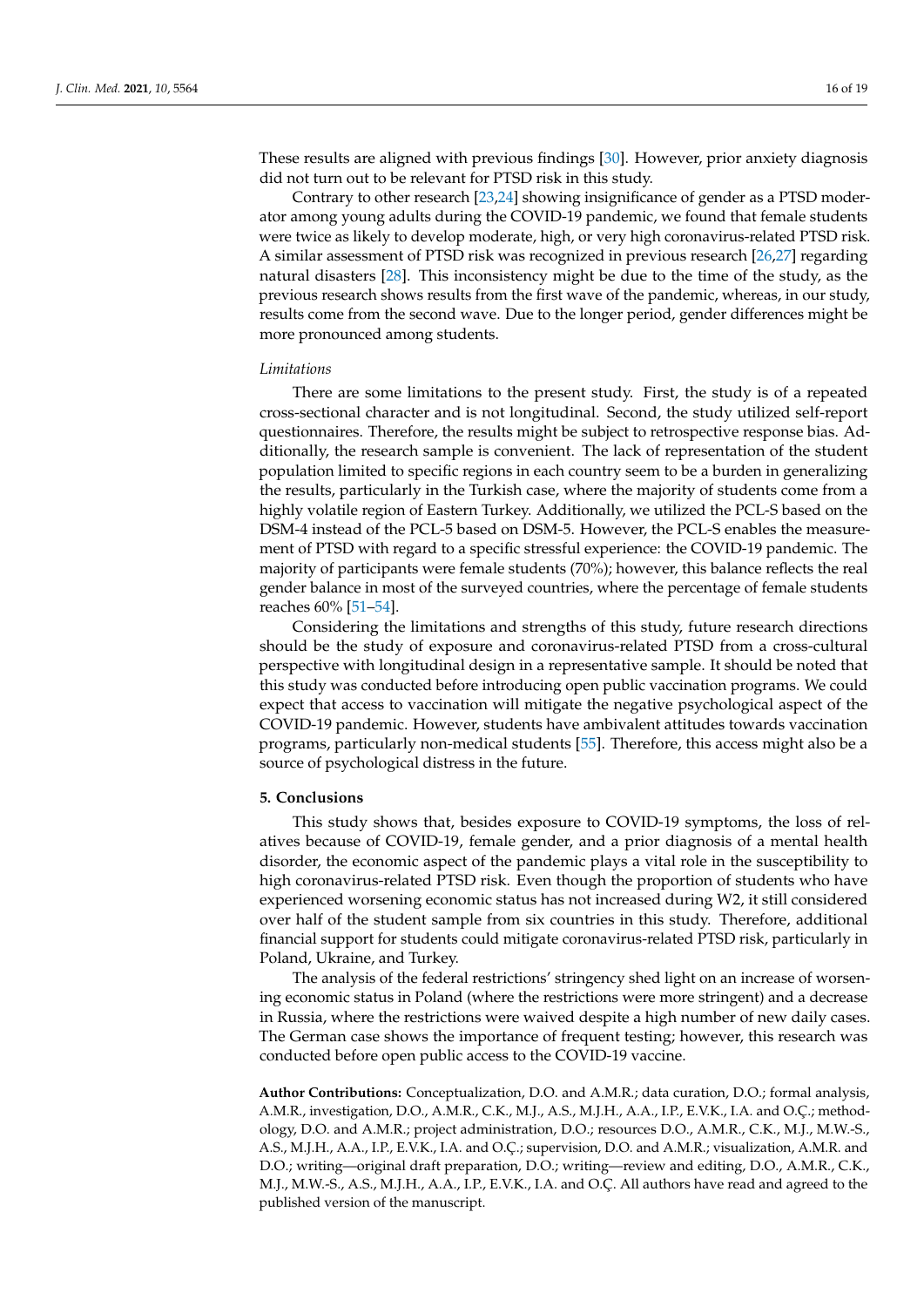These results are aligned with previous findings [30]. However, prior anxiety diagnosis did not turn out to be relevant for PTSD risk in this study.

Contrary to other research [23,24] showing insignificance of gender as a PTSD moderator among young adults during the COVID-19 pandemic, we found that female students were twice as likely to develop moderate, high, or very high coronavirus-related PTSD risk. A similar assessment of PTSD risk was recognized in previous research [26,27] regarding natural disasters [28]. This inconsistency might be due to the time of the study, as the previous research shows results from the first wave of the pandemic, whereas, in our study, results come from the second wave. Due to the longer period, gender differences might be more pronounced among students.

*Limitations*

There are some limitations to the present study. First, the study is of a repeated cross-sectional character and is not longitudinal. Second, the study utilized self-report questionnaires. Therefore, the results might be subject to retrospective response bias. Additionally, the research sample is convenient. The lack of representation of the student population limited to specific regions in each country seem to be a burden in generalizing the results, particularly in the Turkish case, where the majority of students come from a highly volatile region of Eastern Turkey. Additionally, we utilized the PCL-S based on the DSM-4 instead of the PCL-5 based on DSM-5. However, the PCL-S enables the measurement of PTSD with regard to a specific stressful experience: the COVID-19 pandemic. The majority of participants were female students (70%); however, this balance reflects the real gender balance in most of the surveyed countries, where the percentage of female students reaches 60% [51–54].

Considering the limitations and strengths of this study, future research directions should be the study of exposure and coronavirus-related PTSD from a cross-cultural perspective with longitudinal design in a representative sample. It should be noted that this study was conducted before introducing open public vaccination programs. We could expect that access to vaccination will mitigate the negative psychological aspect of the COVID-19 pandemic. However, students have ambivalent attitudes towards vaccination programs, particularly non-medical students [55]. Therefore, this access might also be a source of psychological distress in the future.

## 5. Conclusions

This study shows that, besides exposure to COVID-19 symptoms, the loss of relatives because of COVID-19, female gender, and a prior diagnosis of a mental health disorder, the economic aspect of the pandemic plays a vital role in the susceptibility to high coronavirus-related PTSD risk. Even though the proportion of students who have experienced worsening economic status has not increased during W2, it still considered over half of the student sample from six countries in this study. Therefore, additional financial support for students could mitigate coronavirus-related PTSD risk, particularly in Poland, Ukraine, and Turkey.

The analysis of the federal restrictions' stringency shed light on an increase of worsening economic status in Poland (where the restrictions were more stringent) and a decrease in Russia, where the restrictions were waived despite a high number of new daily cases. The German case shows the importance of frequent testing; however, this research was conducted before open public access to the COVID-19 vaccine.

**Author Contributions:** Conceptualization, D.O. and A.M.R.; data curation, D.O.; formal analysis, A.M.R., investigation, D.O., A.M.R., C.K., M.J., A.S., M.J.H., A.A., I.P., E.V.K., I.A. and O.Ç.; methodology, D.O. and A.M.R.; project administration, D.O.; resources D.O., A.M.R., C.K., M.J., M.W.-S., A.S., M.J.H., A.A., I.P., E.V.K., I.A. and O.Ç.; supervision, D.O. and A.M.R.; visualization, A.M.R. and D.O.; writing—original draft preparation, D.O.; writing—review and editing, D.O., A.M.R., C.K., M.J., M.W.-S., A.S., M.J.H., A.A., I.P., E.V.K., I.A. and O.Ç. All authors have read and agreed to the published version of the manuscript.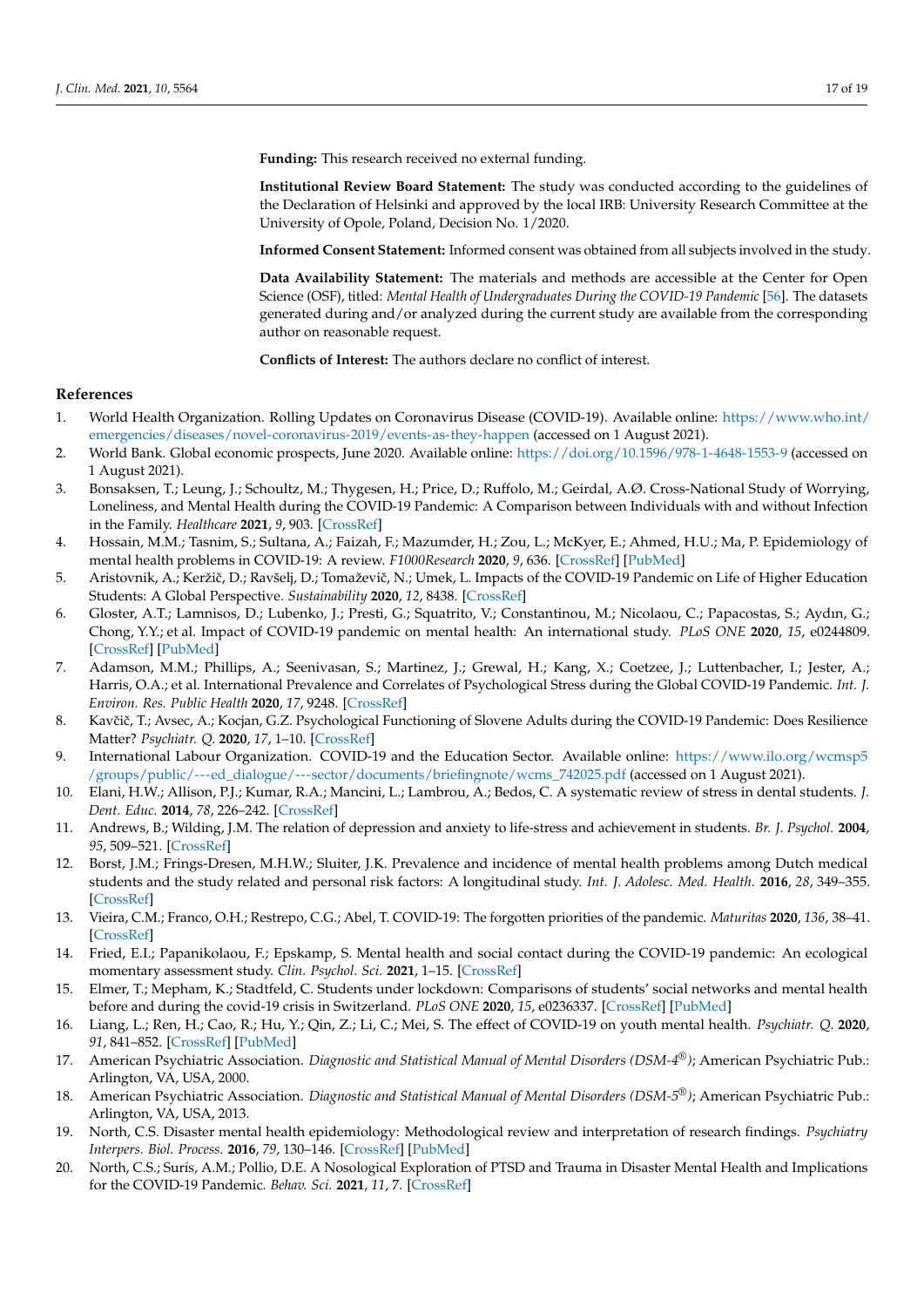**Funding:** This research received no external funding.

**Institutional Review Board Statement:** The study was conducted according to the guidelines of the Declaration of Helsinki and approved by the local IRB: University Research Committee at the University of Opole, Poland, Decision No. 1/2020.

**Informed Consent Statement:** Informed consent was obtained from all subjects involved in the study.

**Data Availability Statement:** The materials and methods are accessible at the Center for Open Science (OSF), titled: *Mental Health of Undergraduates During the COVID-19 Pandemic* [56]. The datasets generated during and/or analyzed during the current study are available from the corresponding author on reasonable request.

**Conflicts of Interest:** The authors declare no conflict of interest.

## References

1. World Health Organization. Rolling Updates on Coronavirus Disease (COVID-19). Available online: https://www.who.int/emergencies/diseases/novel-coronavirus-2019/events-as-they-happen (accessed on 1 August 2021).
2. World Bank. Global economic prospects, June 2020. Available online: https://doi.org/10.1596/978-1-4648-1553-9 (accessed on 1 August 2021).
3. Bonsaksen, T.; Leung, J.; Schoultz, M.; Thygesen, H.; Price, D.; Ruffolo, M.; Geirdal, A.Ø. Cross-National Study of Worrying, Loneliness, and Mental Health during the COVID-19 Pandemic: A Comparison between Individuals with and without Infection in the Family. *Healthcare* **2021**, *9*, 903. [CrossRef]
4. Hossain, M.M.; Tasnim, S.; Sultana, A.; Faizah, F.; Mazumder, H.; Zou, L.; McKyer, E.; Ahmed, H.U.; Ma, P. Epidemiology of mental health problems in COVID-19: A review. *F1000Research* **2020**, *9*, 636. [CrossRef] [PubMed]
5. Aristovnik, A.; Keržič, D.; Ravšelj, D.; Tomaževič, N.; Umek, L. Impacts of the COVID-19 Pandemic on Life of Higher Education Students: A Global Perspective. *Sustainability* **2020**, *12*, 8438. [CrossRef]
6. Gloster, A.T.; Lamnisos, D.; Lubenko, J.; Presti, G.; Squatrito, V.; Constantinou, M.; Nicolaou, C.; Papacostas, S.; Aydın, G.; Chong, Y.Y.; et al. Impact of COVID-19 pandemic on mental health: An international study. *PLoS ONE* **2020**, *15*, e0244809. [CrossRef] [PubMed]
7. Adamson, M.M.; Phillips, A.; Seenivasan, S.; Martinez, J.; Grewal, H.; Kang, X.; Coetzee, J.; Luttenbacher, I.; Jester, A.; Harris, O.A.; et al. International Prevalence and Correlates of Psychological Stress during the Global COVID-19 Pandemic. *Int. J. Environ. Res. Public Health* **2020**, *17*, 9248. [CrossRef]
8. Kavčič, T.; Avsec, A.; Kocjan, G.Z. Psychological Functioning of Slovene Adults during the COVID-19 Pandemic: Does Resilience Matter? *Psychiatr. Q.* **2020**, *17*, 1–10. [CrossRef]
9. International Labour Organization. COVID-19 and the Education Sector. Available online: https://www.ilo.org/wcmsp5/groups/public/---ed_dialogue/---sector/documents/briefingnote/wcms_742025.pdf (accessed on 1 August 2021).
10. Elani, H.W.; Allison, P.J.; Kumar, R.A.; Mancini, L.; Lambrou, A.; Bedos, C. A systematic review of stress in dental students. *J. Dent. Educ.* **2014**, *78*, 226–242. [CrossRef]
11. Andrews, B.; Wilding, J.M. The relation of depression and anxiety to life-stress and achievement in students. *Br. J. Psychol.* **2004**, *95*, 509–521. [CrossRef]
12. Borst, J.M.; Frings-Dresen, M.H.W.; Sluiter, J.K. Prevalence and incidence of mental health problems among Dutch medical students and the study related and personal risk factors: A longitudinal study. *Int. J. Adolesc. Med. Health.* **2016**, *28*, 349–355. [CrossRef]
13. Vieira, C.M.; Franco, O.H.; Restrepo, C.G.; Abel, T. COVID-19: The forgotten priorities of the pandemic. *Maturitas* **2020**, *136*, 38–41. [CrossRef]
14. Fried, E.I.; Papanikolaou, F.; Epskamp, S. Mental health and social contact during the COVID-19 pandemic: An ecological momentary assessment study. *Clin. Psychol. Sci.* **2021**, 1–15. [CrossRef]
15. Elmer, T.; Mepham, K.; Stadtfeld, C. Students under lockdown: Comparisons of students' social networks and mental health before and during the covid-19 crisis in Switzerland. *PLoS ONE* **2020**, *15*, e0236337. [CrossRef] [PubMed]
16. Liang, L.; Ren, H.; Cao, R.; Hu, Y.; Qin, Z.; Li, C.; Mei, S. The effect of COVID-19 on youth mental health. *Psychiatr. Q.* **2020**, *91*, 841–852. [CrossRef] [PubMed]
17. American Psychiatric Association. *Diagnostic and Statistical Manual of Mental Disorders (DSM-4®)*; American Psychiatric Pub.: Arlington, VA, USA, 2000.
18. American Psychiatric Association. *Diagnostic and Statistical Manual of Mental Disorders (DSM-5®)*; American Psychiatric Pub.: Arlington, VA, USA, 2013.
19. North, C.S. Disaster mental health epidemiology: Methodological review and interpretation of research findings. *Psychiatry Interpers. Biol. Process.* **2016**, *79*, 130–146. [CrossRef] [PubMed]
20. North, C.S.; Surís, A.M.; Pollio, D.E. A Nosological Exploration of PTSD and Trauma in Disaster Mental Health and Implications for the COVID-19 Pandemic. *Behav. Sci.* **2021**, *11*, 7. [CrossRef]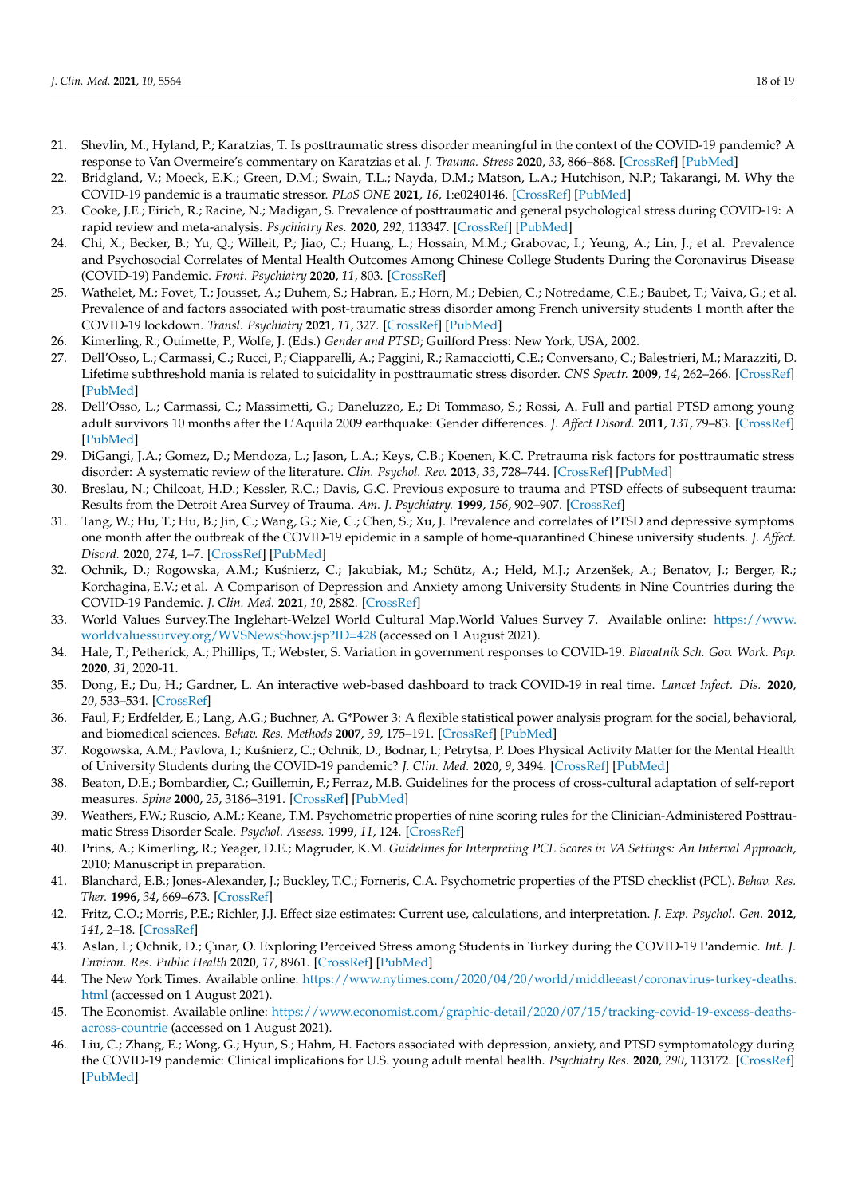21. Shevlin, M.; Hyland, P.; Karatzias, T. Is posttraumatic stress disorder meaningful in the context of the COVID-19 pandemic? A response to Van Overmeire's commentary on Karatzias et al. *J. Trauma. Stress* **2020**, *33*, 866–868. [CrossRef] [PubMed]
22. Bridgland, V.; Moeck, E.K.; Green, D.M.; Swain, T.L.; Nayda, D.M.; Matson, L.A.; Hutchison, N.P.; Takarangi, M. Why the COVID-19 pandemic is a traumatic stressor. *PLoS ONE* **2021**, *16*, 1:e0240146. [CrossRef] [PubMed]
23. Cooke, J.E.; Eirich, R.; Racine, N.; Madigan, S. Prevalence of posttraumatic and general psychological stress during COVID-19: A rapid review and meta-analysis. *Psychiatry Res.* **2020**, *292*, 113347. [CrossRef] [PubMed]
24. Chi, X.; Becker, B.; Yu, Q.; Willeit, P.; Jiao, C.; Huang, L.; Hossain, M.M.; Grabovac, I.; Yeung, A.; Lin, J.; et al. Prevalence and Psychosocial Correlates of Mental Health Outcomes Among Chinese College Students During the Coronavirus Disease (COVID-19) Pandemic. *Front. Psychiatry* **2020**, *11*, 803. [CrossRef]
25. Wathelet, M.; Fovet, T.; Jousset, A.; Duhem, S.; Habran, E.; Horn, M.; Debien, C.; Notredame, C.E.; Baubet, T.; Vaiva, G.; et al. Prevalence of and factors associated with post-traumatic stress disorder among French university students 1 month after the COVID-19 lockdown. *Transl. Psychiatry* **2021**, *11*, 327. [CrossRef] [PubMed]
26. Kimerling, R.; Ouimette, P.; Wolfe, J. (Eds.) *Gender and PTSD*; Guilford Press: New York, USA, 2002.
27. Dell'Osso, L.; Carmassi, C.; Rucci, P.; Ciapparelli, A.; Paggini, R.; Ramacciotti, C.E.; Conversano, C.; Balestrieri, M.; Marazziti, D. Lifetime subthreshold mania is related to suicidality in posttraumatic stress disorder. *CNS Spectr.* **2009**, *14*, 262–266. [CrossRef] [PubMed]
28. Dell'Osso, L.; Carmassi, C.; Massimetti, G.; Daneluzzo, E.; Di Tommaso, S.; Rossi, A. Full and partial PTSD among young adult survivors 10 months after the L'Aquila 2009 earthquake: Gender differences. *J. Affect Disord.* **2011**, *131*, 79–83. [CrossRef] [PubMed]
29. DiGangi, J.A.; Gomez, D.; Mendoza, L.; Jason, L.A.; Keys, C.B.; Koenen, K.C. Pretrauma risk factors for posttraumatic stress disorder: A systematic review of the literature. *Clin. Psychol. Rev.* **2013**, *33*, 728–744. [CrossRef] [PubMed]
30. Breslau, N.; Chilcoat, H.D.; Kessler, R.C.; Davis, G.C. Previous exposure to trauma and PTSD effects of subsequent trauma: Results from the Detroit Area Survey of Trauma. *Am. J. Psychiatry.* **1999**, *156*, 902–907. [CrossRef]
31. Tang, W.; Hu, T.; Hu, B.; Jin, C.; Wang, G.; Xie, C.; Chen, S.; Xu, J. Prevalence and correlates of PTSD and depressive symptoms one month after the outbreak of the COVID-19 epidemic in a sample of home-quarantined Chinese university students. *J. Affect. Disord.* **2020**, *274*, 1–7. [CrossRef] [PubMed]
32. Ochnik, D.; Rogowska, A.M.; Kuśnierz, C.; Jakubiak, M.; Schütz, A.; Held, M.J.; Arzenšek, A.; Benatov, J.; Berger, R.; Korchagina, E.V.; et al. A Comparison of Depression and Anxiety among University Students in Nine Countries during the COVID-19 Pandemic. *J. Clin. Med.* **2021**, *10*, 2882. [CrossRef]
33. World Values Survey.The Inglehart-Welzel World Cultural Map.World Values Survey 7. Available online: https://www.worldvaluessurvey.org/WVSNewsShow.jsp?ID=428 (accessed on 1 August 2021).
34. Hale, T.; Petherick, A.; Phillips, T.; Webster, S. Variation in government responses to COVID-19. *Blavatnik Sch. Gov. Work. Pap.* **2020**, *31*, 2020-11.
35. Dong, E.; Du, H.; Gardner, L. An interactive web-based dashboard to track COVID-19 in real time. *Lancet Infect. Dis.* **2020**, *20*, 533–534. [CrossRef]
36. Faul, F.; Erdfelder, E.; Lang, A.G.; Buchner, A. G*Power 3: A flexible statistical power analysis program for the social, behavioral, and biomedical sciences. *Behav. Res. Methods* **2007**, *39*, 175–191. [CrossRef] [PubMed]
37. Rogowska, A.M.; Pavlova, I.; Kuśnierz, C.; Ochnik, D.; Bodnar, I.; Petrytsa, P. Does Physical Activity Matter for the Mental Health of University Students during the COVID-19 pandemic? *J. Clin. Med.* **2020**, *9*, 3494. [CrossRef] [PubMed]
38. Beaton, D.E.; Bombardier, C.; Guillemin, F.; Ferraz, M.B. Guidelines for the process of cross-cultural adaptation of self-report measures. *Spine* **2000**, *25*, 3186–3191. [CrossRef] [PubMed]
39. Weathers, F.W.; Ruscio, A.M.; Keane, T.M. Psychometric properties of nine scoring rules for the Clinician-Administered Posttraumatic Stress Disorder Scale. *Psychol. Assess.* **1999**, *11*, 124. [CrossRef]
40. Prins, A.; Kimerling, R.; Yeager, D.E.; Magruder, K.M. *Guidelines for Interpreting PCL Scores in VA Settings: An Interval Approach*, 2010; Manuscript in preparation.
41. Blanchard, E.B.; Jones-Alexander, J.; Buckley, T.C.; Forneris, C.A. Psychometric properties of the PTSD checklist (PCL). *Behav. Res. Ther.* **1996**, *34*, 669–673. [CrossRef]
42. Fritz, C.O.; Morris, P.E.; Richler, J.J. Effect size estimates: Current use, calculations, and interpretation. *J. Exp. Psychol. Gen.* **2012**, *141*, 2–18. [CrossRef]
43. Aslan, I.; Ochnik, D.; Çınar, O. Exploring Perceived Stress among Students in Turkey during the COVID-19 Pandemic. *Int. J. Environ. Res. Public Health* **2020**, *17*, 8961. [CrossRef] [PubMed]
44. The New York Times. Available online: https://www.nytimes.com/2020/04/20/world/middleeast/coronavirus-turkey-deaths.html (accessed on 1 August 2021).
45. The Economist. Available online: https://www.economist.com/graphic-detail/2020/07/15/tracking-covid-19-excess-deaths-across-countrie (accessed on 1 August 2021).
46. Liu, C.; Zhang, E.; Wong, G.; Hyun, S.; Hahm, H. Factors associated with depression, anxiety, and PTSD symptomatology during the COVID-19 pandemic: Clinical implications for U.S. young adult mental health. *Psychiatry Res.* **2020**, *290*, 113172. [CrossRef] [PubMed]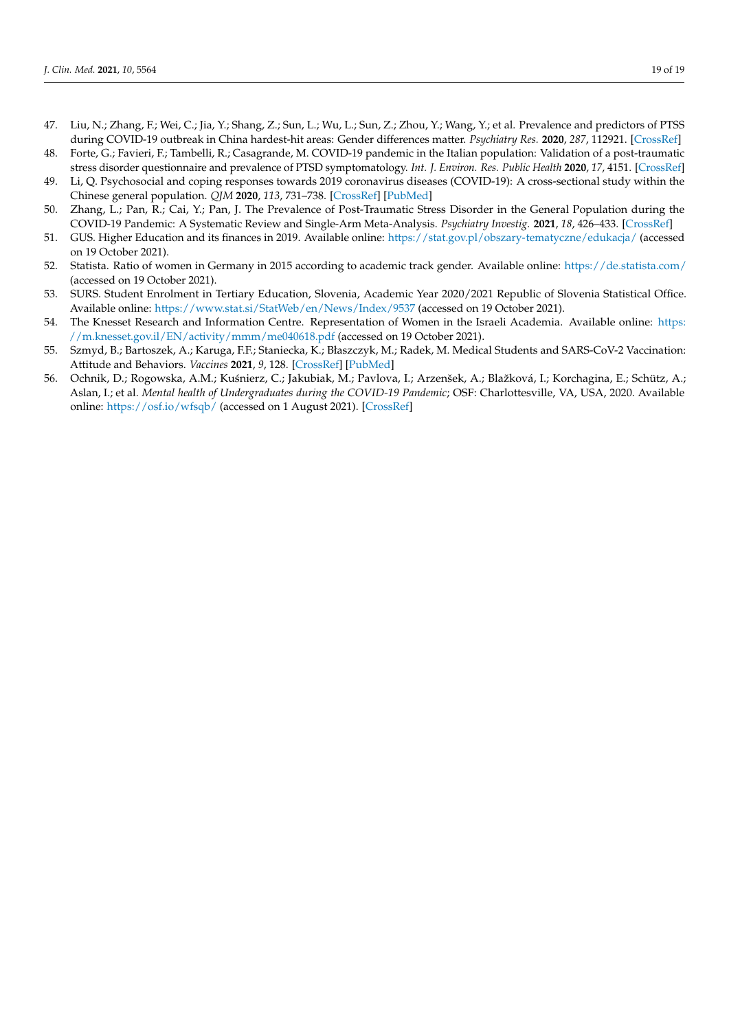47. Liu, N.; Zhang, F.; Wei, C.; Jia, Y.; Shang, Z.; Sun, L.; Wu, L.; Sun, Z.; Zhou, Y.; Wang, Y.; et al. Prevalence and predictors of PTSS during COVID-19 outbreak in China hardest-hit areas: Gender differences matter. *Psychiatry Res.* **2020**, *287*, 112921. [CrossRef]
48. Forte, G.; Favieri, F.; Tambelli, R.; Casagrande, M. COVID-19 pandemic in the Italian population: Validation of a post-traumatic stress disorder questionnaire and prevalence of PTSD symptomatology. *Int. J. Environ. Res. Public Health* **2020**, *17*, 4151. [CrossRef]
49. Li, Q. Psychosocial and coping responses towards 2019 coronavirus diseases (COVID-19): A cross-sectional study within the Chinese general population. *QJM* **2020**, *113*, 731–738. [CrossRef] [PubMed]
50. Zhang, L.; Pan, R.; Cai, Y.; Pan, J. The Prevalence of Post-Traumatic Stress Disorder in the General Population during the COVID-19 Pandemic: A Systematic Review and Single-Arm Meta-Analysis. *Psychiatry Investig.* **2021**, *18*, 426–433. [CrossRef]
51. GUS. Higher Education and its finances in 2019. Available online: https://stat.gov.pl/obszary-tematyczne/edukacja/ (accessed on 19 October 2021).
52. Statista. Ratio of women in Germany in 2015 according to academic track gender. Available online: https://de.statista.com/ (accessed on 19 October 2021).
53. SURS. Student Enrolment in Tertiary Education, Slovenia, Academic Year 2020/2021 Republic of Slovenia Statistical Office. Available online: https://www.stat.si/StatWeb/en/News/Index/9537 (accessed on 19 October 2021).
54. The Knesset Research and Information Centre. Representation of Women in the Israeli Academia. Available online: https://m.knesset.gov.il/EN/activity/mmm/me040618.pdf (accessed on 19 October 2021).
55. Szmyd, B.; Bartoszek, A.; Karuga, F.F.; Staniecka, K.; Błaszczyk, M.; Radek, M. Medical Students and SARS-CoV-2 Vaccination: Attitude and Behaviors. *Vaccines* **2021**, *9*, 128. [CrossRef] [PubMed]
56. Ochnik, D.; Rogowska, A.M.; Kuśnierz, C.; Jakubiak, M.; Pavlova, I.; Arzenšek, A.; Blažková, I.; Korchagina, E.; Schütz, A.; Aslan, I.; et al. *Mental health of Undergraduates during the COVID-19 Pandemic*; OSF: Charlottesville, VA, USA, 2020. Available online: https://osf.io/wfsqb/ (accessed on 1 August 2021). [CrossRef]